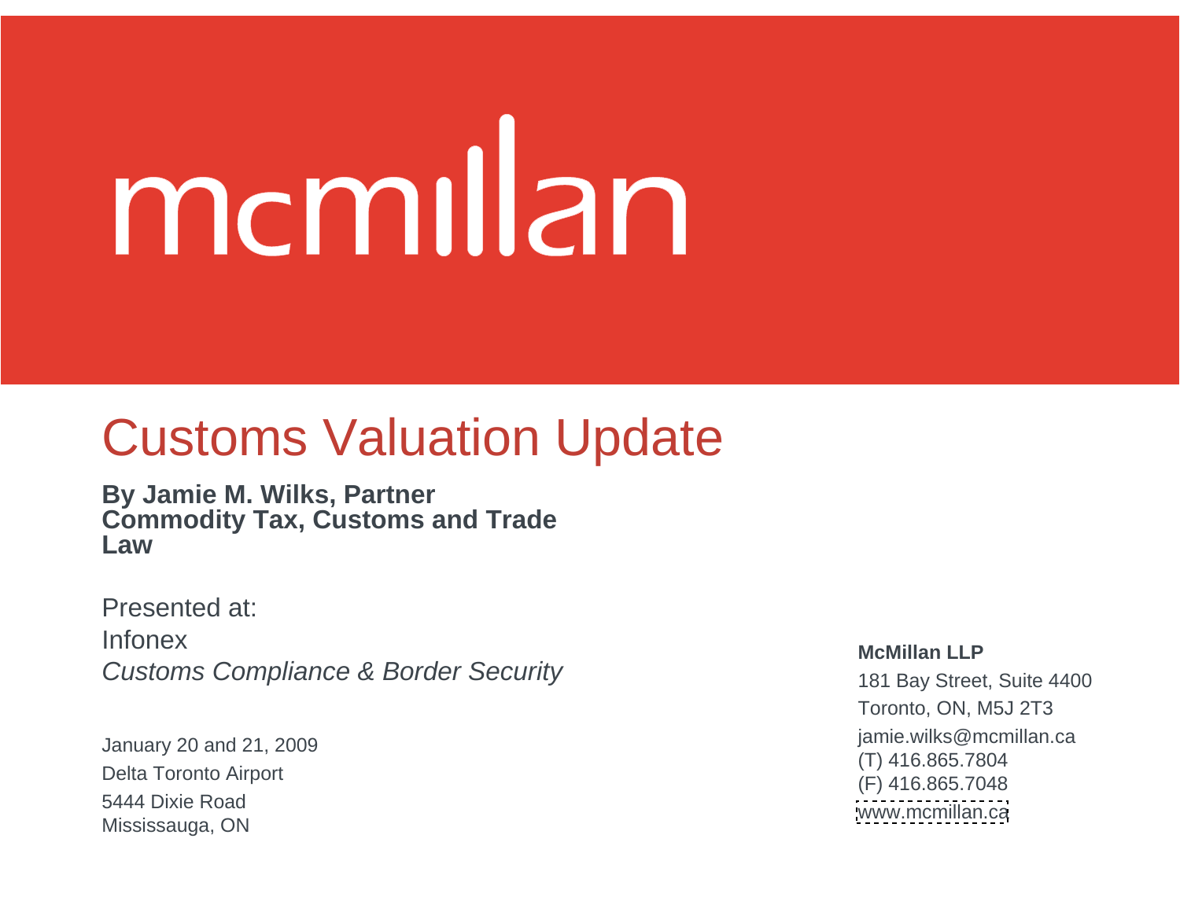mcmillan

# Customs Valuation Update

**By Jamie M. Wilks, Partner**
**Commodity Tax, Customs and Trade Law**

Presented at:
Infonex
*Customs Compliance & Border Security*

January 20 and 21, 2009
Delta Toronto Airport
5444 Dixie Road
Mississauga, ON

**McMillan LLP**
181 Bay Street, Suite 4400
Toronto, ON, M5J 2T3
jamie.wilks@mcmillan.ca
(T) 416.865.7804
(F) 416.865.7048
www.mcmillan.ca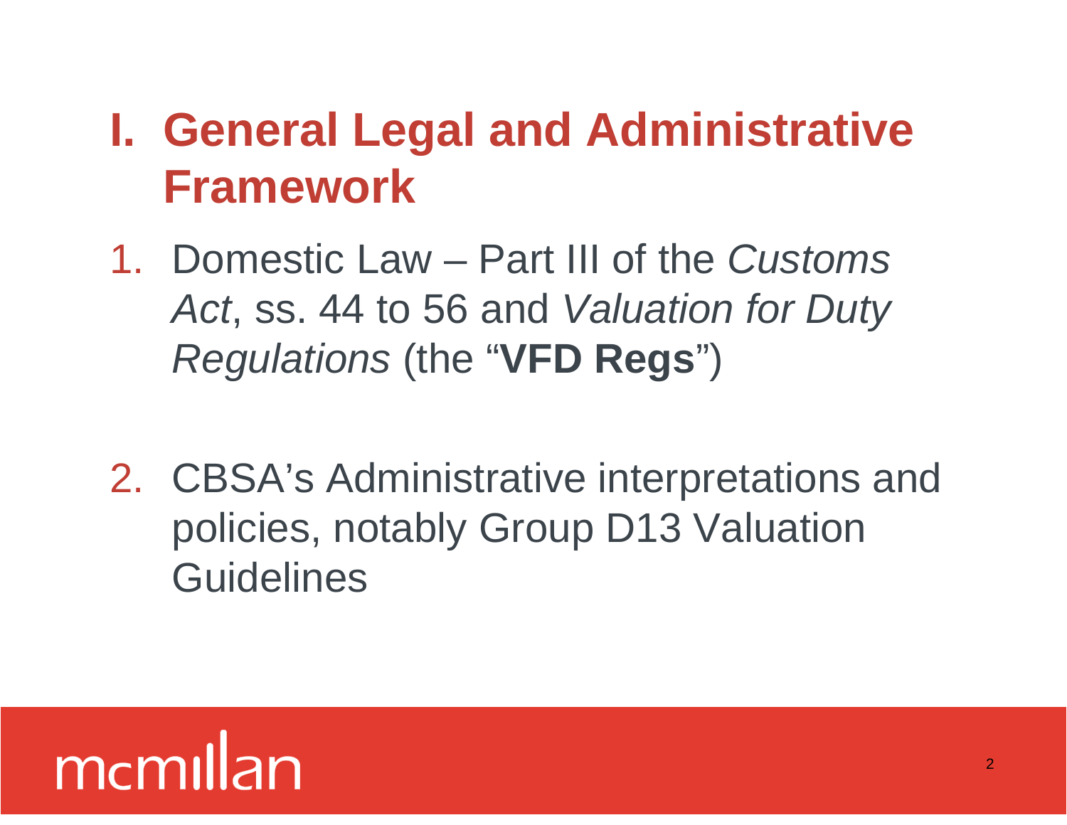# I. General Legal and Administrative Framework

1. Domestic Law – Part III of the *Customs Act*, ss. 44 to 56 and *Valuation for Duty Regulations* (the "**VFD Regs**")

2. CBSA's Administrative interpretations and policies, notably Group D13 Valuation Guidelines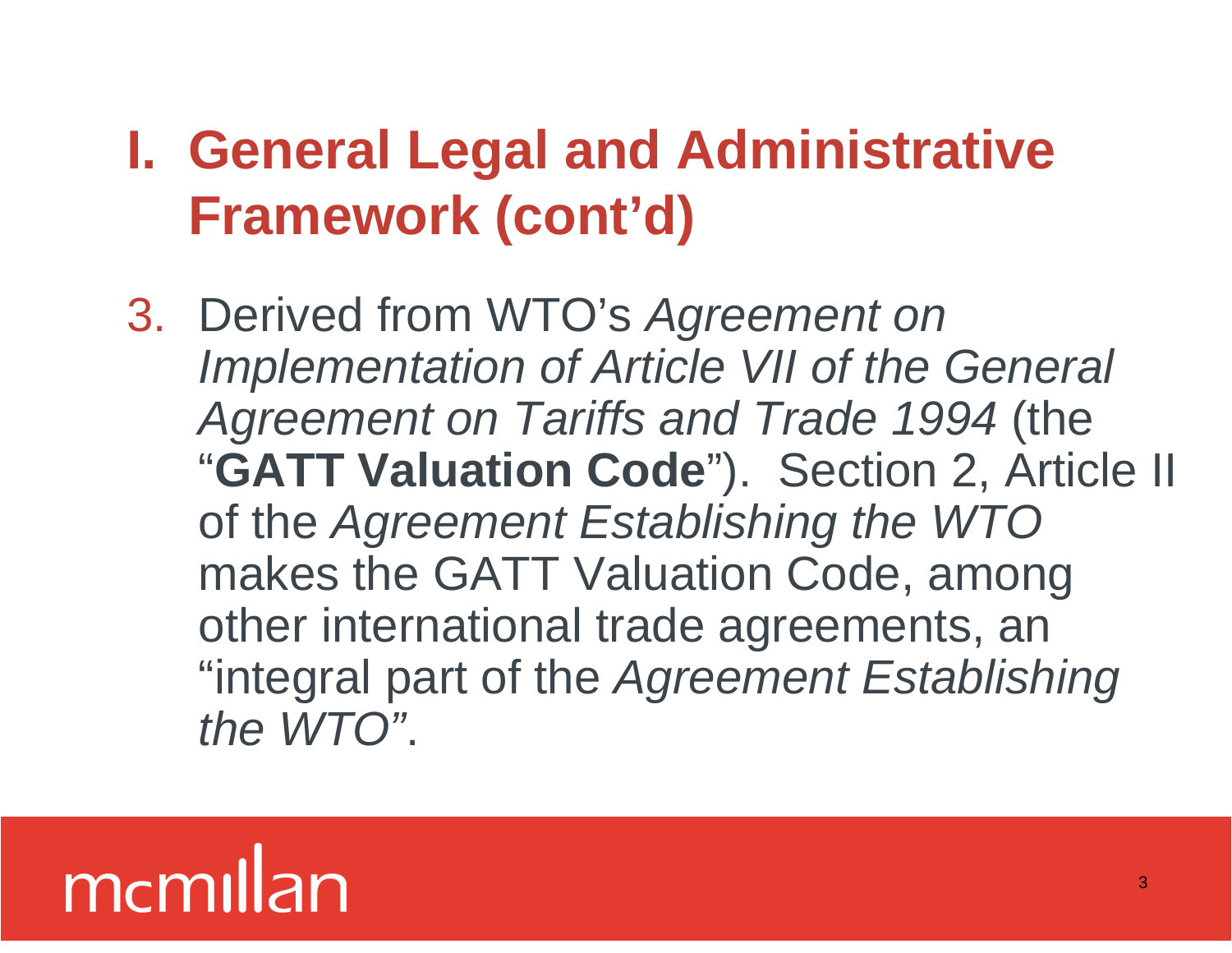# I. General Legal and Administrative Framework (cont'd)

3. Derived from WTO's *Agreement on Implementation of Article VII of the General Agreement on Tariffs and Trade 1994* (the "**GATT Valuation Code**"). Section 2, Article II of the *Agreement Establishing the WTO* makes the GATT Valuation Code, among other international trade agreements, an "integral part of the *Agreement Establishing the WTO*".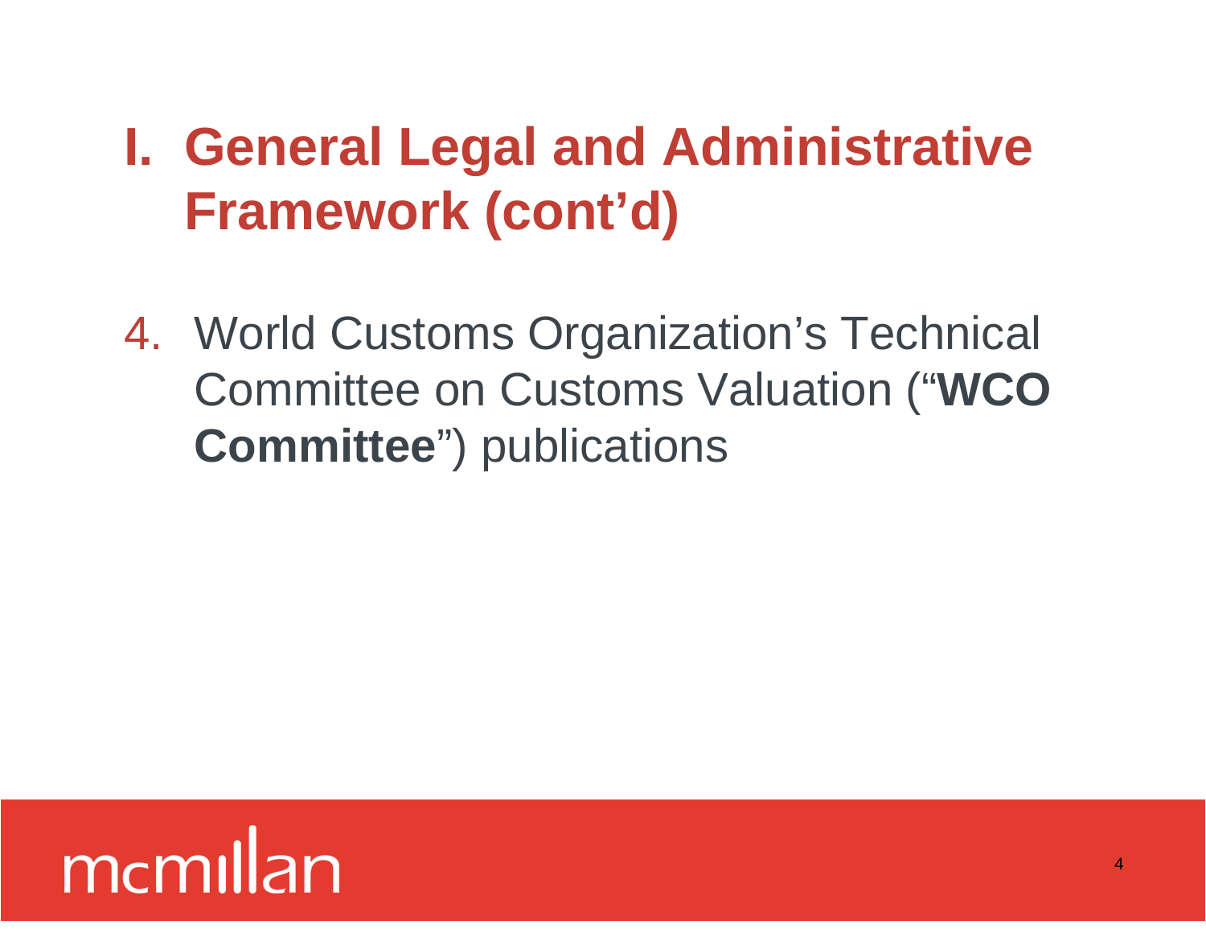# I. General Legal and Administrative Framework (cont'd)

4. World Customs Organization's Technical Committee on Customs Valuation ("**WCO Committee**") publications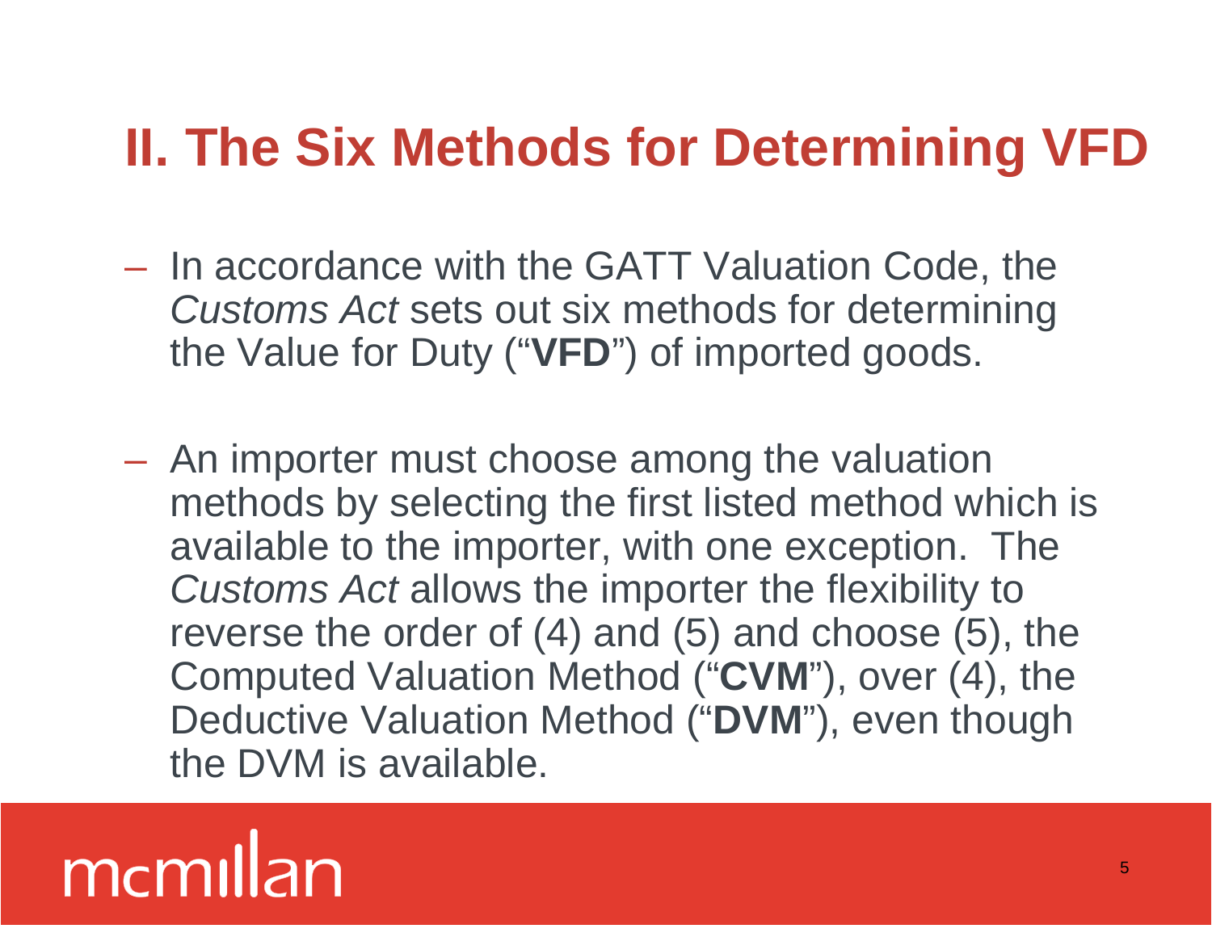## II. The Six Methods for Determining VFD

- In accordance with the GATT Valuation Code, the *Customs Act* sets out six methods for determining the Value for Duty ("**VFD**") of imported goods.

- An importer must choose among the valuation methods by selecting the first listed method which is available to the importer, with one exception. The *Customs Act* allows the importer the flexibility to reverse the order of (4) and (5) and choose (5), the Computed Valuation Method ("**CVM**"), over (4), the Deductive Valuation Method ("**DVM**"), even though the DVM is available.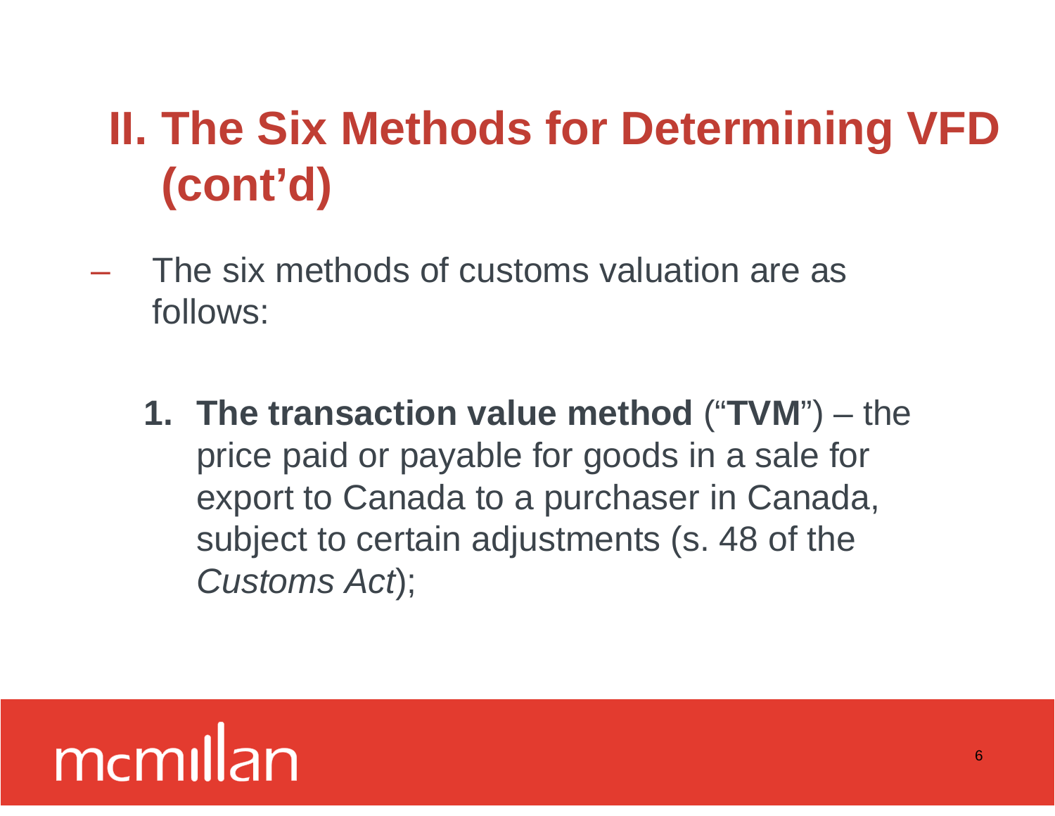# II. The Six Methods for Determining VFD (cont'd)

- The six methods of customs valuation are as follows:

  1. **The transaction value method** ("**TVM**") – the price paid or payable for goods in a sale for export to Canada to a purchaser in Canada, subject to certain adjustments (s. 48 of the *Customs Act*);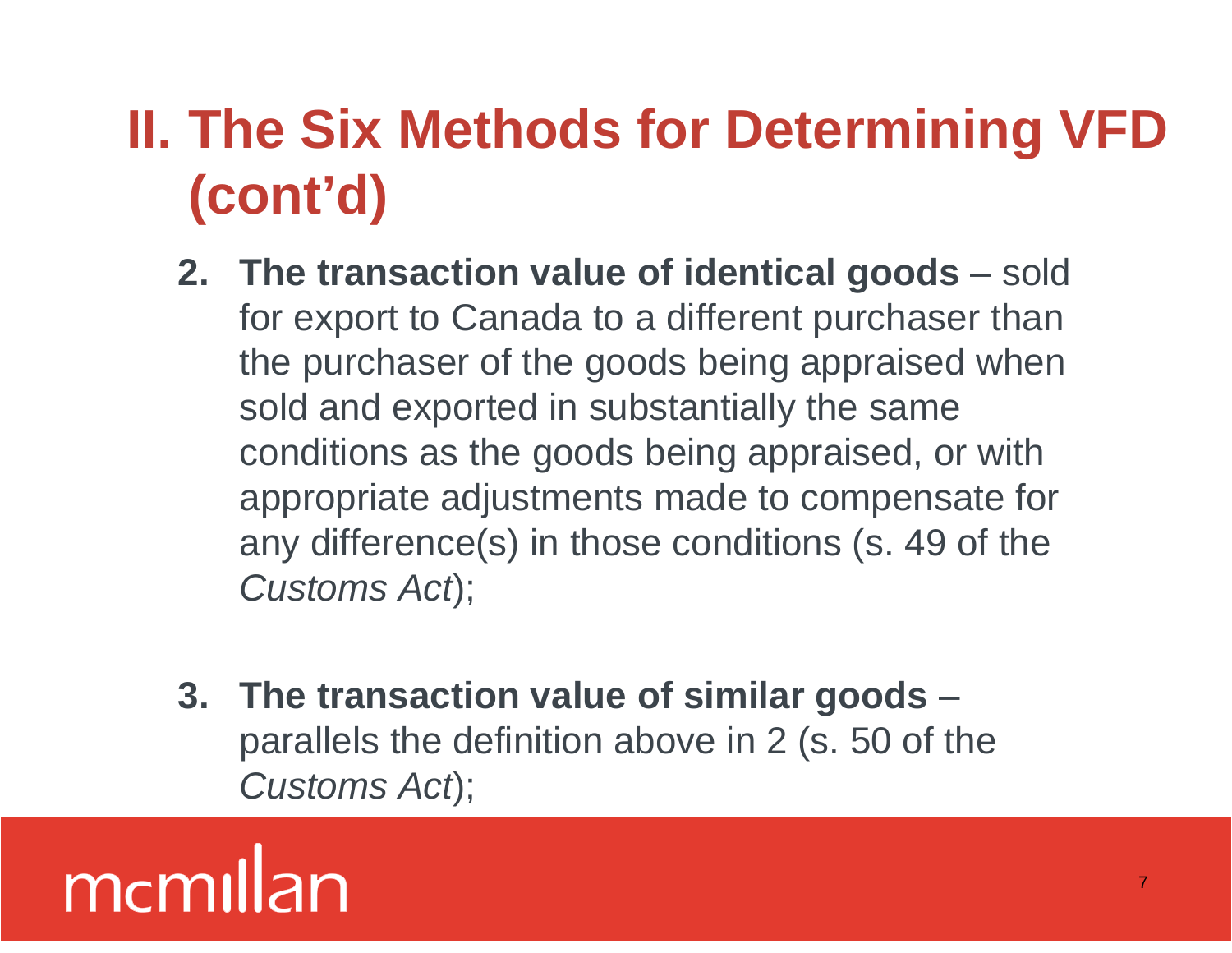# II. The Six Methods for Determining VFD (cont'd)

2. **The transaction value of identical goods** – sold for export to Canada to a different purchaser than the purchaser of the goods being appraised when sold and exported in substantially the same conditions as the goods being appraised, or with appropriate adjustments made to compensate for any difference(s) in those conditions (s. 49 of the *Customs Act*);

3. **The transaction value of similar goods** – parallels the definition above in 2 (s. 50 of the *Customs Act*);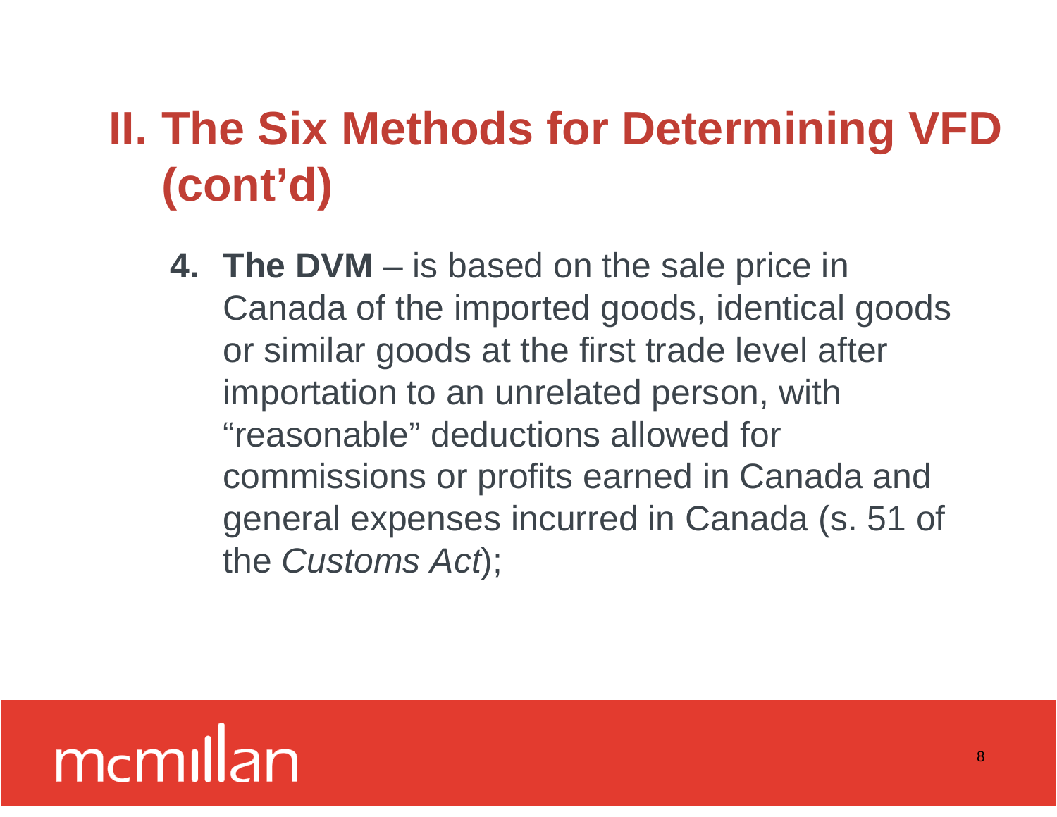# II. The Six Methods for Determining VFD (cont'd)

4. **The DVM** – is based on the sale price in Canada of the imported goods, identical goods or similar goods at the first trade level after importation to an unrelated person, with "reasonable" deductions allowed for commissions or profits earned in Canada and general expenses incurred in Canada (s. 51 of the *Customs Act*);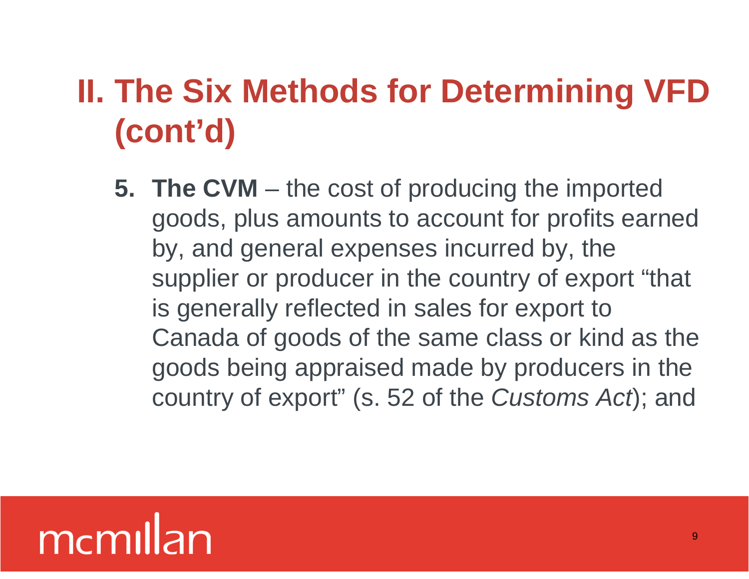# II. The Six Methods for Determining VFD (cont'd)

5. **The CVM** – the cost of producing the imported goods, plus amounts to account for profits earned by, and general expenses incurred by, the supplier or producer in the country of export "that is generally reflected in sales for export to Canada of goods of the same class or kind as the goods being appraised made by producers in the country of export" (s. 52 of the *Customs Act*); and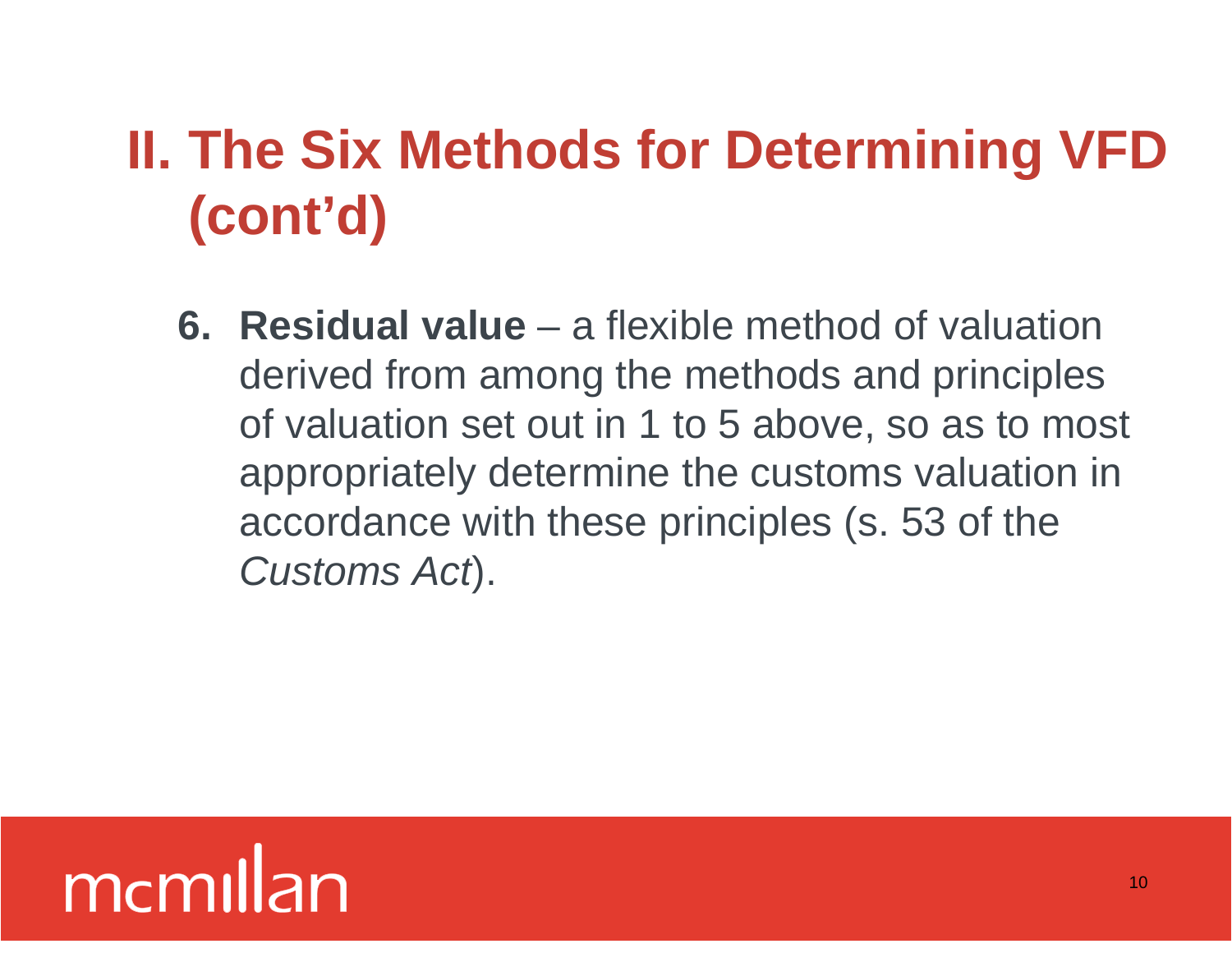# II. The Six Methods for Determining VFD (cont'd)

6. **Residual value** – a flexible method of valuation derived from among the methods and principles of valuation set out in 1 to 5 above, so as to most appropriately determine the customs valuation in accordance with these principles (s. 53 of the *Customs Act*).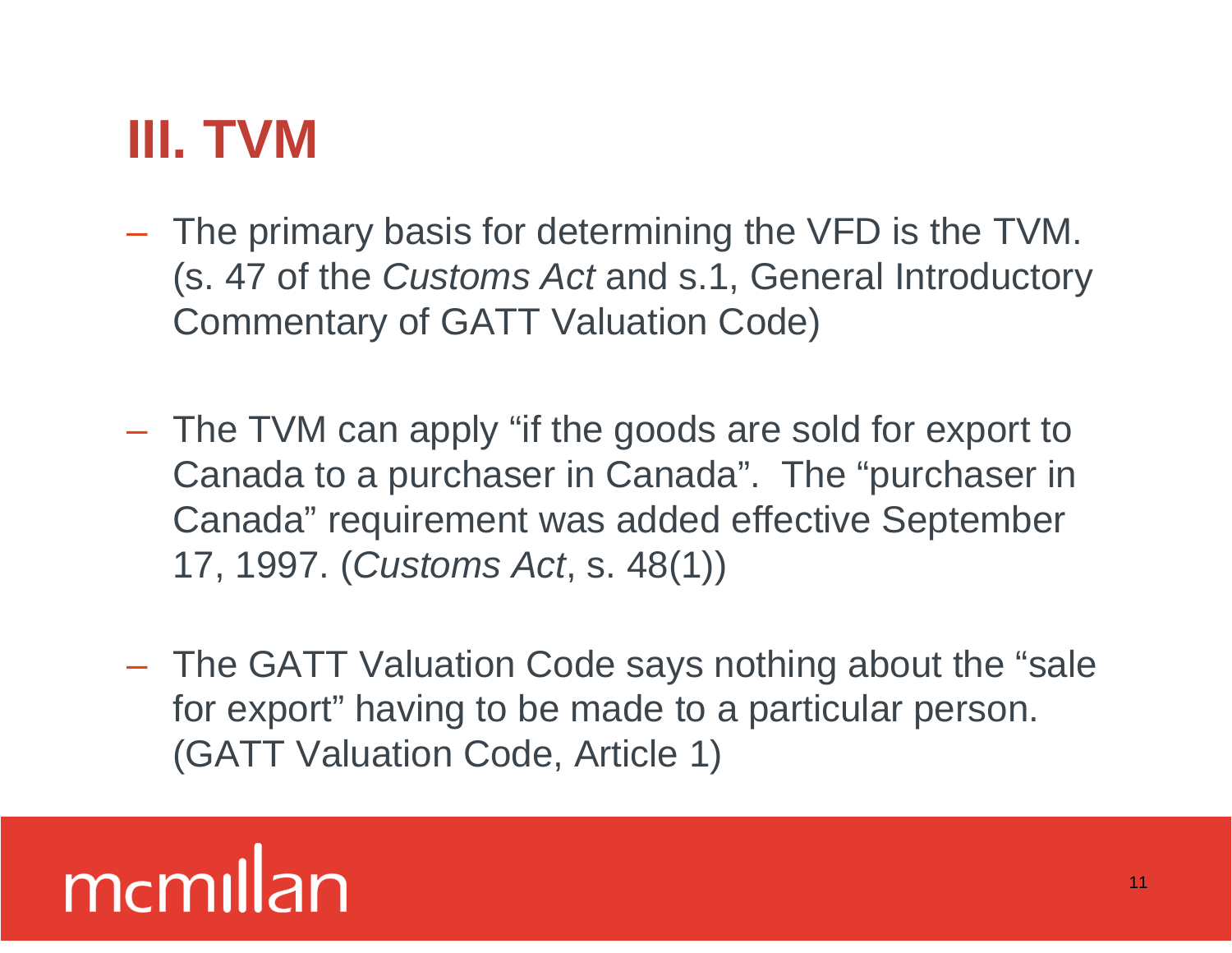# III. TVM

- The primary basis for determining the VFD is the TVM. (s. 47 of the *Customs Act* and s.1, General Introductory Commentary of GATT Valuation Code)

- The TVM can apply "if the goods are sold for export to Canada to a purchaser in Canada". The "purchaser in Canada" requirement was added effective September 17, 1997. (*Customs Act*, s. 48(1))

- The GATT Valuation Code says nothing about the "sale for export" having to be made to a particular person. (GATT Valuation Code, Article 1)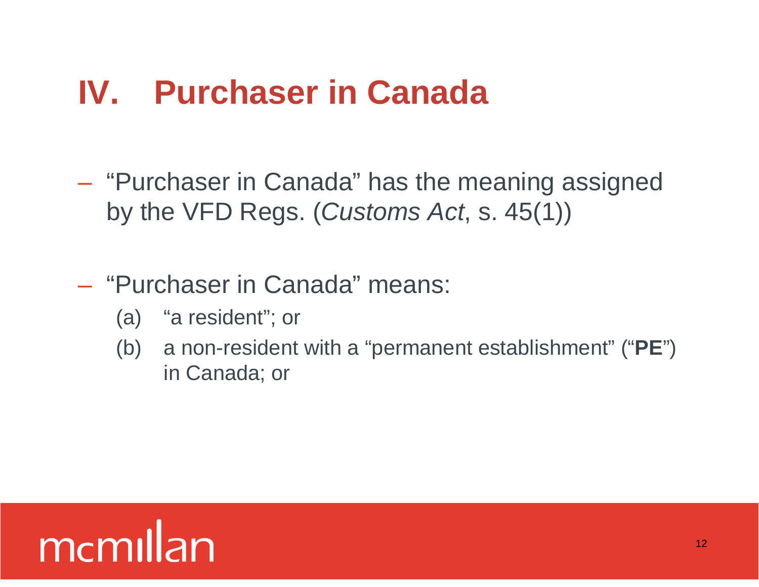# IV. Purchaser in Canada

- "Purchaser in Canada" has the meaning assigned by the VFD Regs. (*Customs Act*, s. 45(1))

- "Purchaser in Canada" means:
  - (a) "a resident"; or
  - (b) a non-resident with a "permanent establishment" ("**PE**") in Canada; or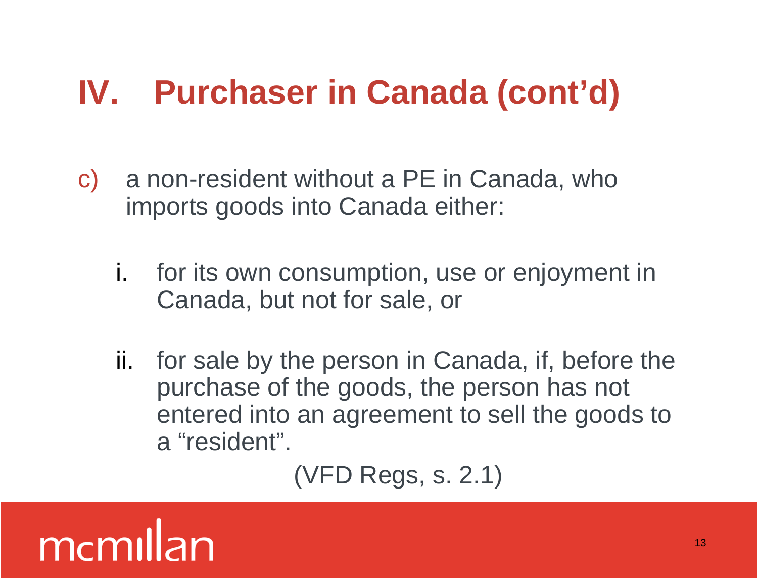# IV. Purchaser in Canada (cont'd)

c) a non-resident without a PE in Canada, who imports goods into Canada either:

   i. for its own consumption, use or enjoyment in Canada, but not for sale, or

   ii. for sale by the person in Canada, if, before the purchase of the goods, the person has not entered into an agreement to sell the goods to a "resident".

(VFD Regs, s. 2.1)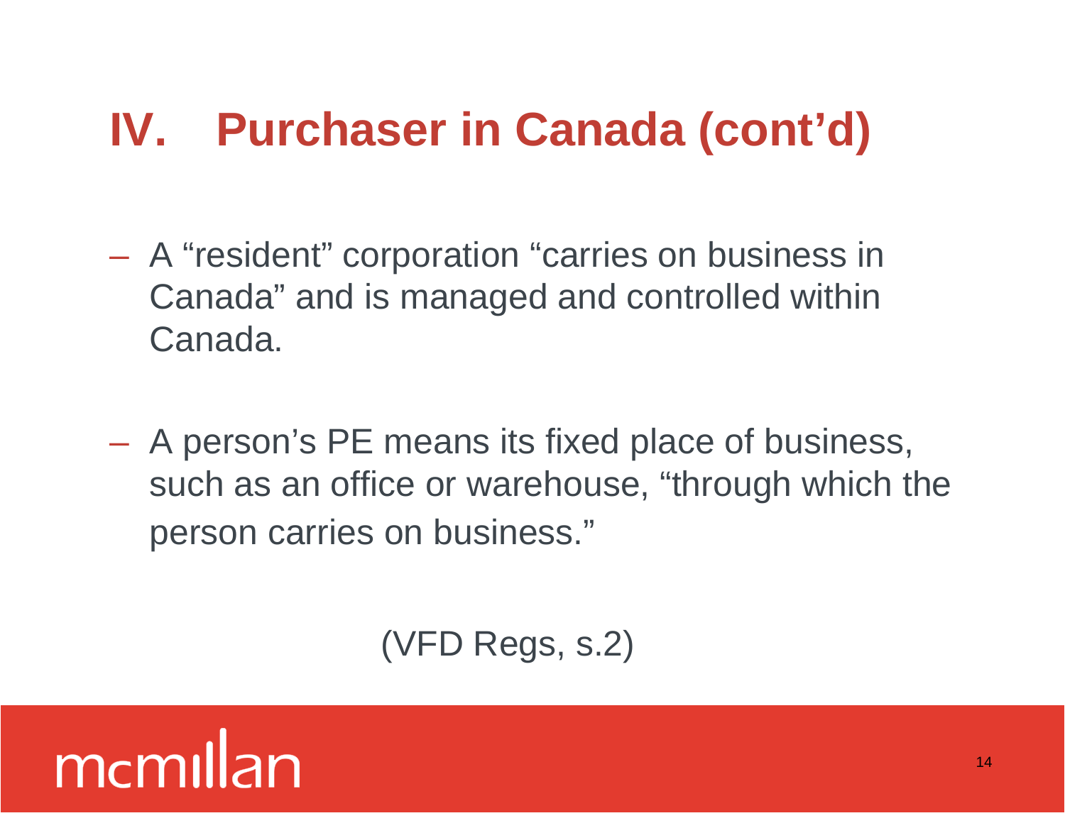# IV. Purchaser in Canada (cont'd)

- A "resident" corporation "carries on business in Canada" and is managed and controlled within Canada.

- A person's PE means its fixed place of business, such as an office or warehouse, "through which the person carries on business."

(VFD Regs, s.2)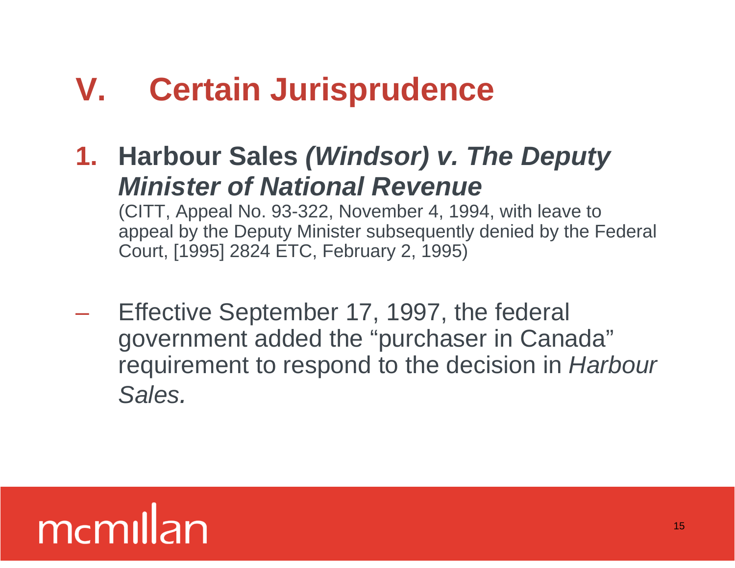# V. Certain Jurisprudence

## 1. Harbour Sales *(Windsor) v. The Deputy Minister of National Revenue*

(CITT, Appeal No. 93-322, November 4, 1994, with leave to appeal by the Deputy Minister subsequently denied by the Federal Court, [1995] 2824 ETC, February 2, 1995)

– Effective September 17, 1997, the federal government added the "purchaser in Canada" requirement to respond to the decision in *Harbour Sales.*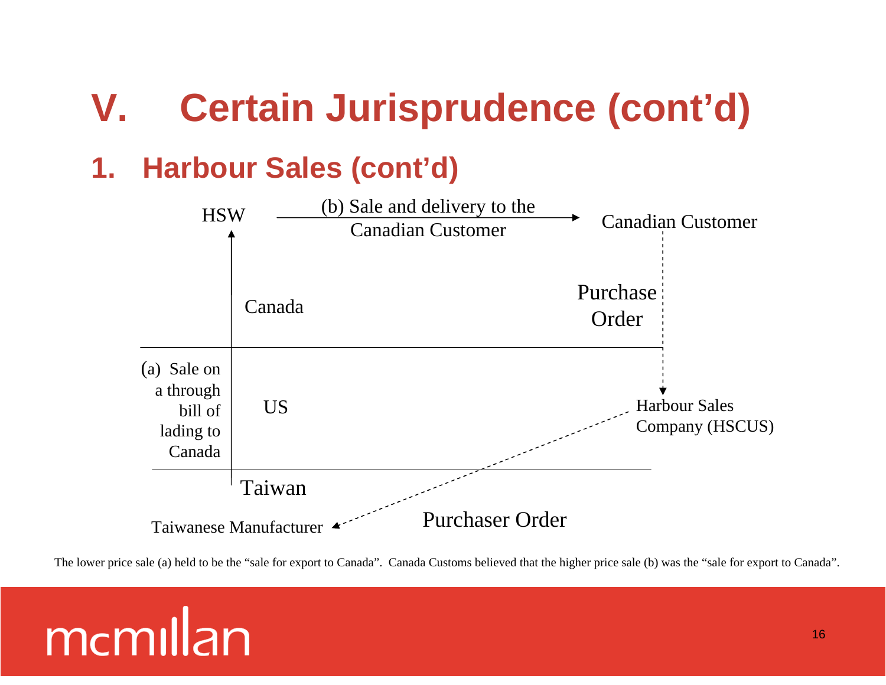# V. Certain Jurisprudence (cont'd)

## 1. Harbour Sales (cont'd)

HSW — (b) Sale and delivery to the Canadian Customer → Canadian Customer

Canada

Purchase Order

(a) Sale on a through bill of lading to Canada

US

Harbour Sales Company (HSCUS)

Taiwan

Taiwanese Manufacturer

Purchaser Order

The lower price sale (a) held to be the "sale for export to Canada". Canada Customs believed that the higher price sale (b) was the "sale for export to Canada".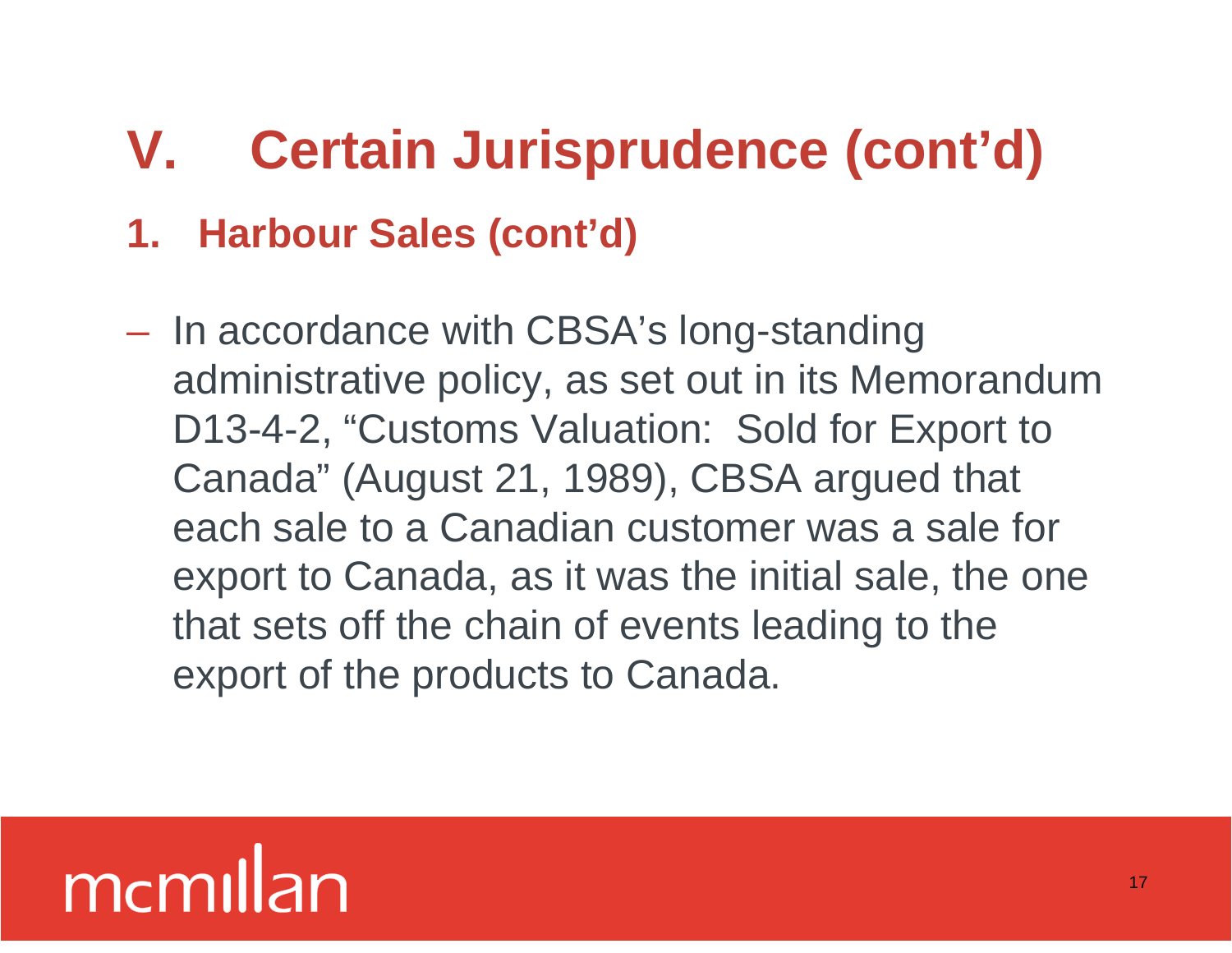# V. Certain Jurisprudence (cont'd)

## 1. Harbour Sales (cont'd)

- In accordance with CBSA's long-standing administrative policy, as set out in its Memorandum D13-4-2, "Customs Valuation: Sold for Export to Canada" (August 21, 1989), CBSA argued that each sale to a Canadian customer was a sale for export to Canada, as it was the initial sale, the one that sets off the chain of events leading to the export of the products to Canada.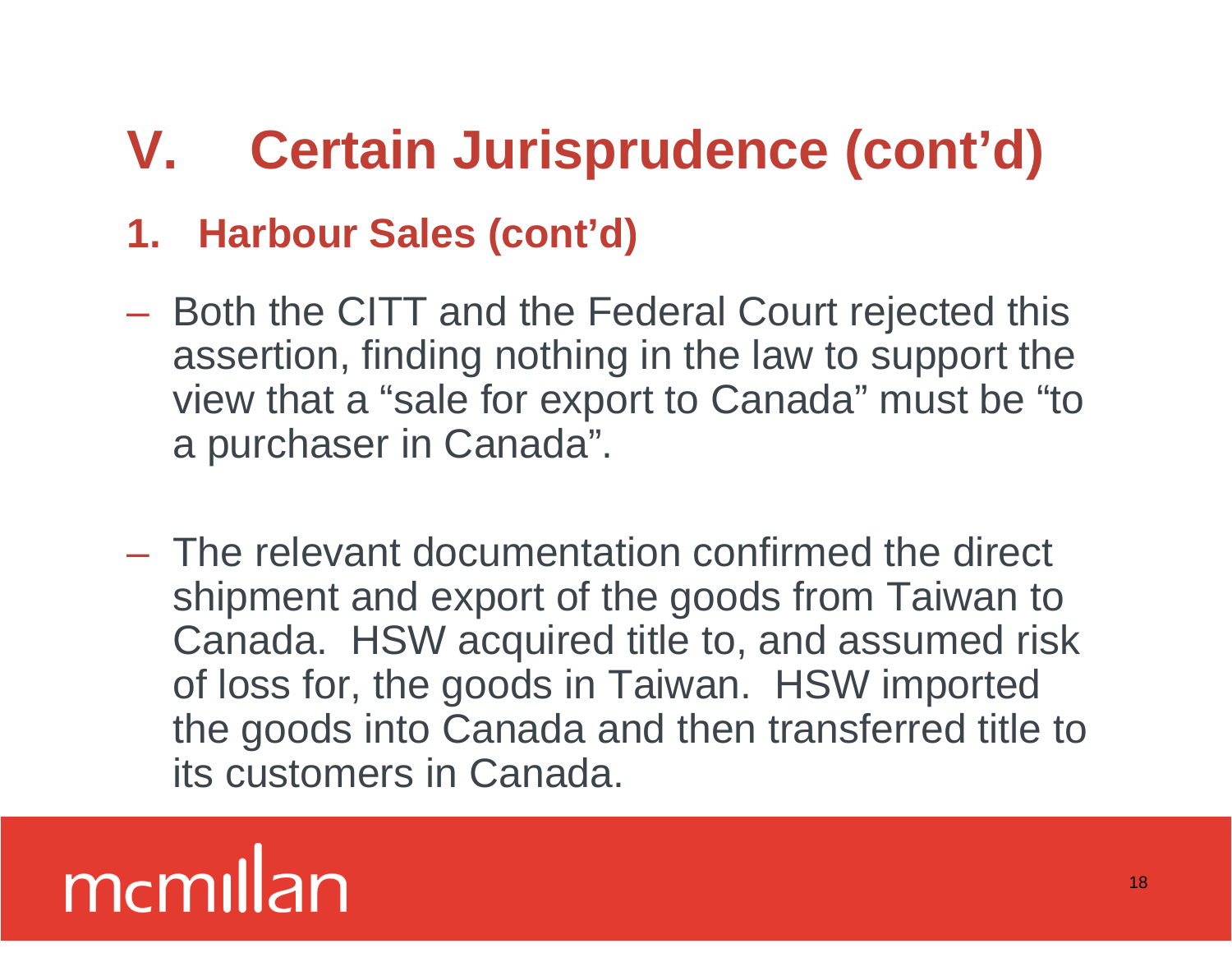# V. Certain Jurisprudence (cont'd)

## 1. Harbour Sales (cont'd)

- Both the CITT and the Federal Court rejected this assertion, finding nothing in the law to support the view that a "sale for export to Canada" must be "to a purchaser in Canada".

- The relevant documentation confirmed the direct shipment and export of the goods from Taiwan to Canada. HSW acquired title to, and assumed risk of loss for, the goods in Taiwan. HSW imported the goods into Canada and then transferred title to its customers in Canada.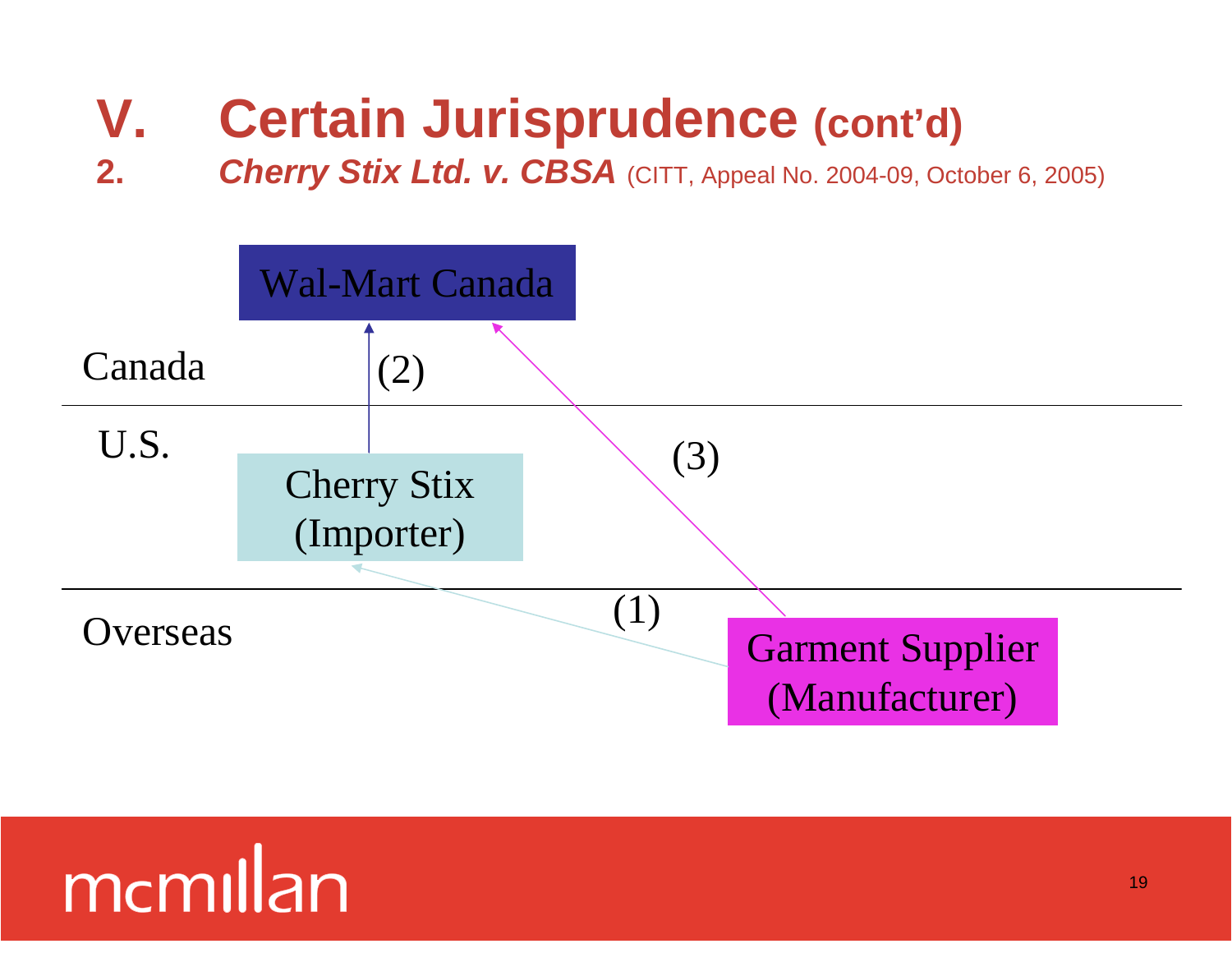# V. Certain Jurisprudence (cont'd)

## 2. *Cherry Stix Ltd. v. CBSA* (CITT, Appeal No. 2004-09, October 6, 2005)

Wal-Mart Canada

Canada

(2)

U.S.

Cherry Stix (Importer)

(3)

(1)

Overseas

Garment Supplier (Manufacturer)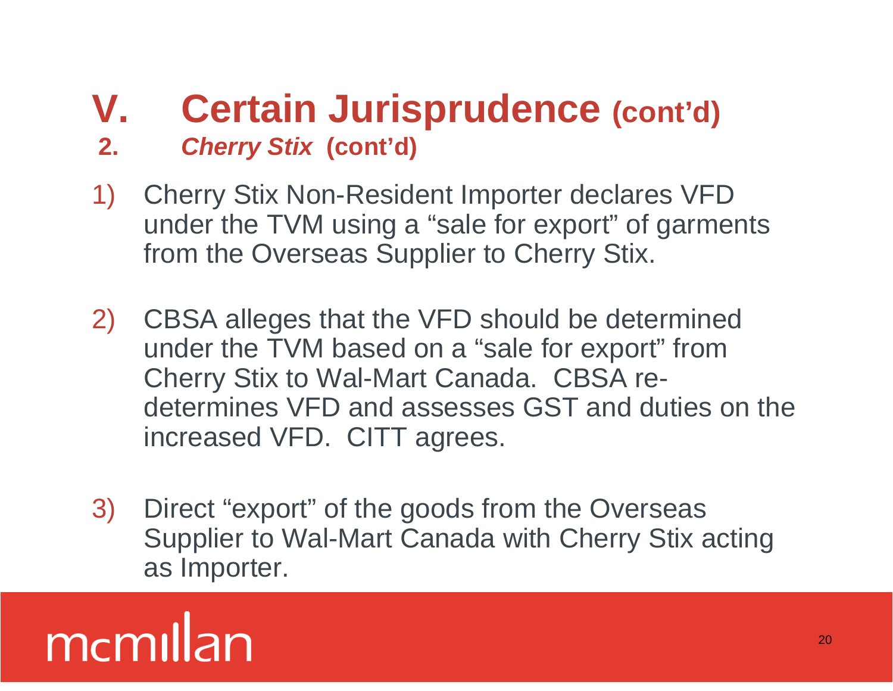# V. Certain Jurisprudence (cont'd)

## 2. *Cherry Stix* (cont'd)

1) Cherry Stix Non-Resident Importer declares VFD under the TVM using a "sale for export" of garments from the Overseas Supplier to Cherry Stix.

2) CBSA alleges that the VFD should be determined under the TVM based on a "sale for export" from Cherry Stix to Wal-Mart Canada. CBSA re-determines VFD and assesses GST and duties on the increased VFD. CITT agrees.

3) Direct "export" of the goods from the Overseas Supplier to Wal-Mart Canada with Cherry Stix acting as Importer.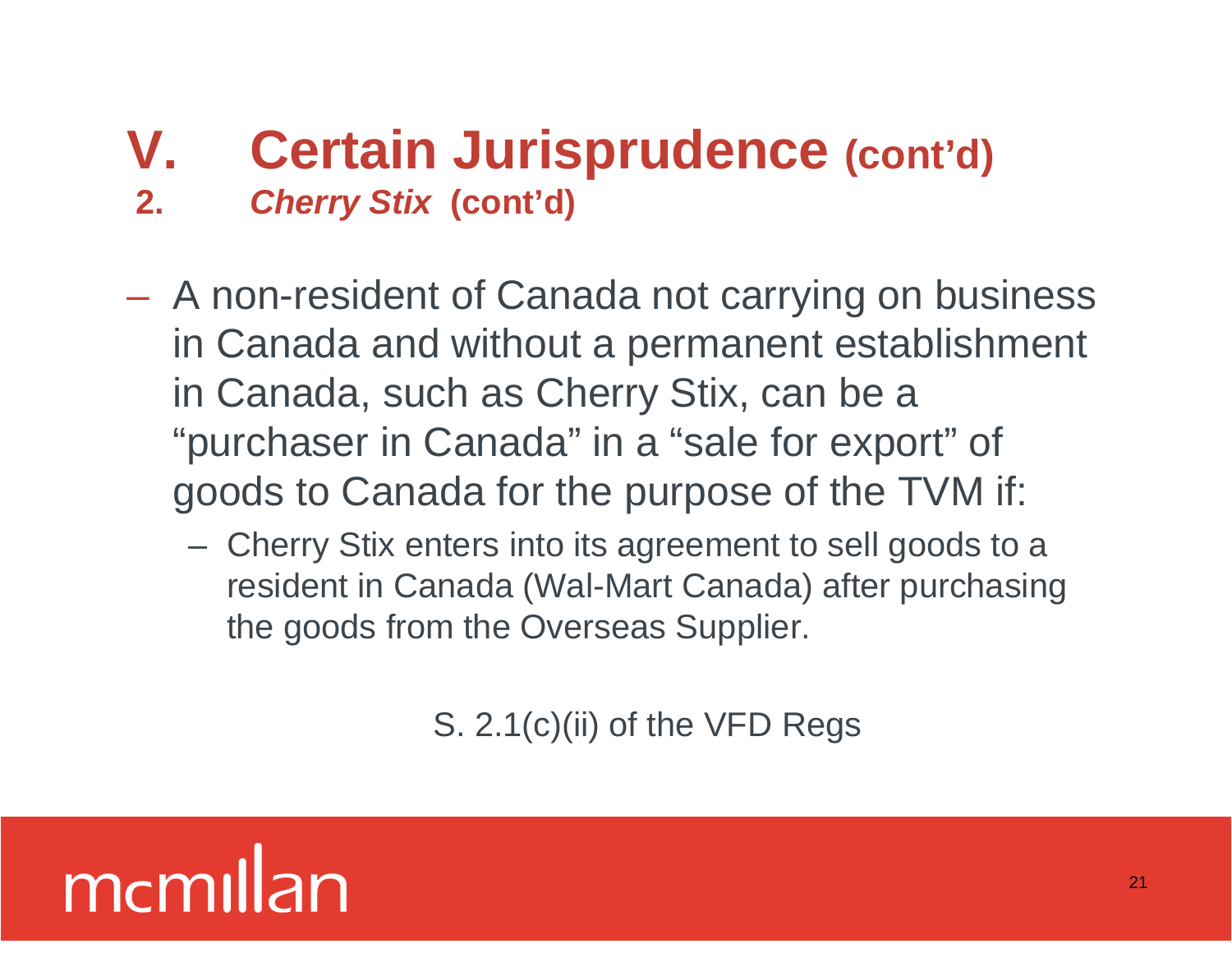# V. Certain Jurisprudence (cont'd)

## 2. *Cherry Stix* (cont'd)

- A non-resident of Canada not carrying on business in Canada and without a permanent establishment in Canada, such as Cherry Stix, can be a "purchaser in Canada" in a "sale for export" of goods to Canada for the purpose of the TVM if:
  - Cherry Stix enters into its agreement to sell goods to a resident in Canada (Wal-Mart Canada) after purchasing the goods from the Overseas Supplier.

S. 2.1(c)(ii) of the VFD Regs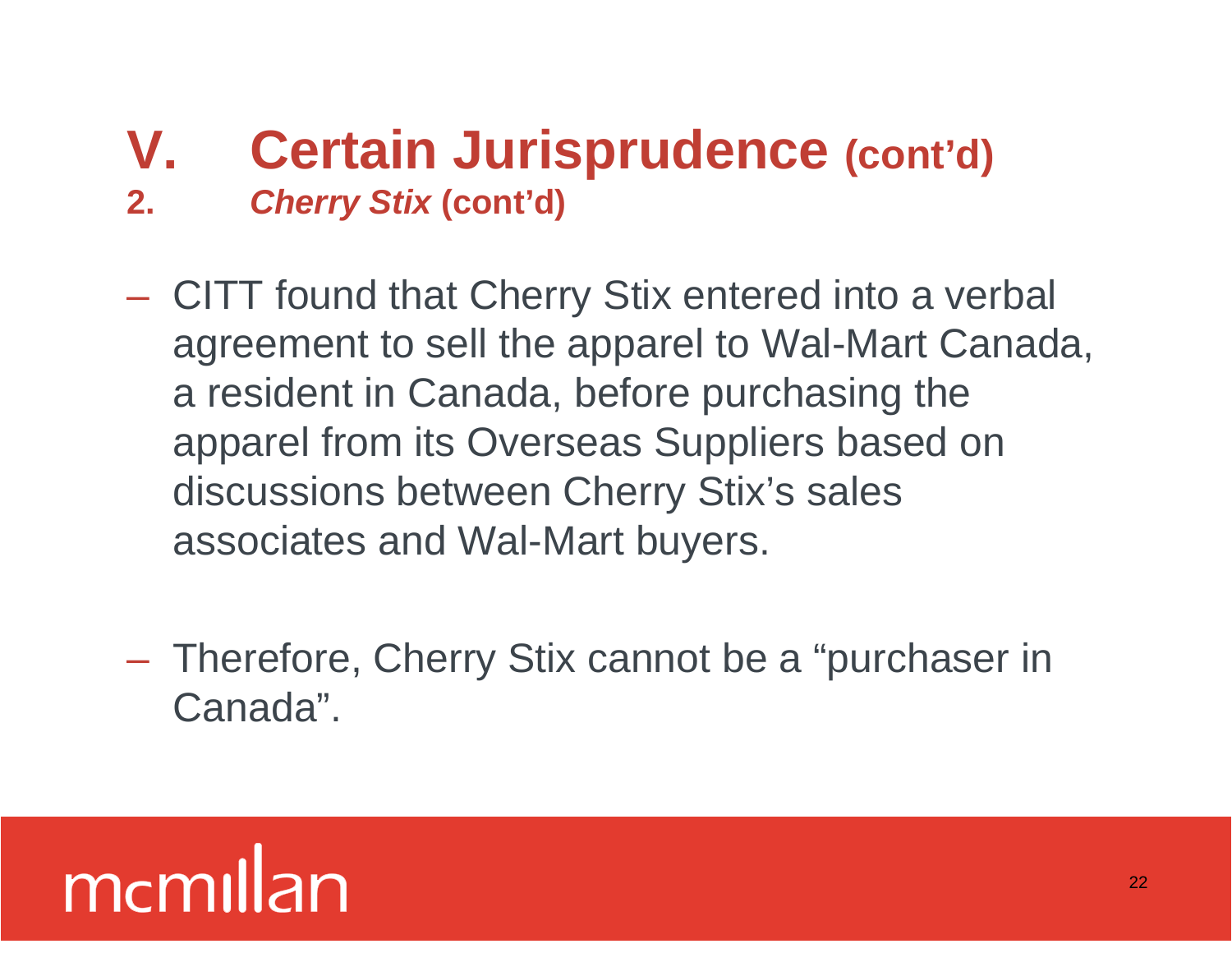# V. Certain Jurisprudence (cont'd)

## 2. *Cherry Stix* (cont'd)

- CITT found that Cherry Stix entered into a verbal agreement to sell the apparel to Wal-Mart Canada, a resident in Canada, before purchasing the apparel from its Overseas Suppliers based on discussions between Cherry Stix's sales associates and Wal-Mart buyers.

- Therefore, Cherry Stix cannot be a "purchaser in Canada".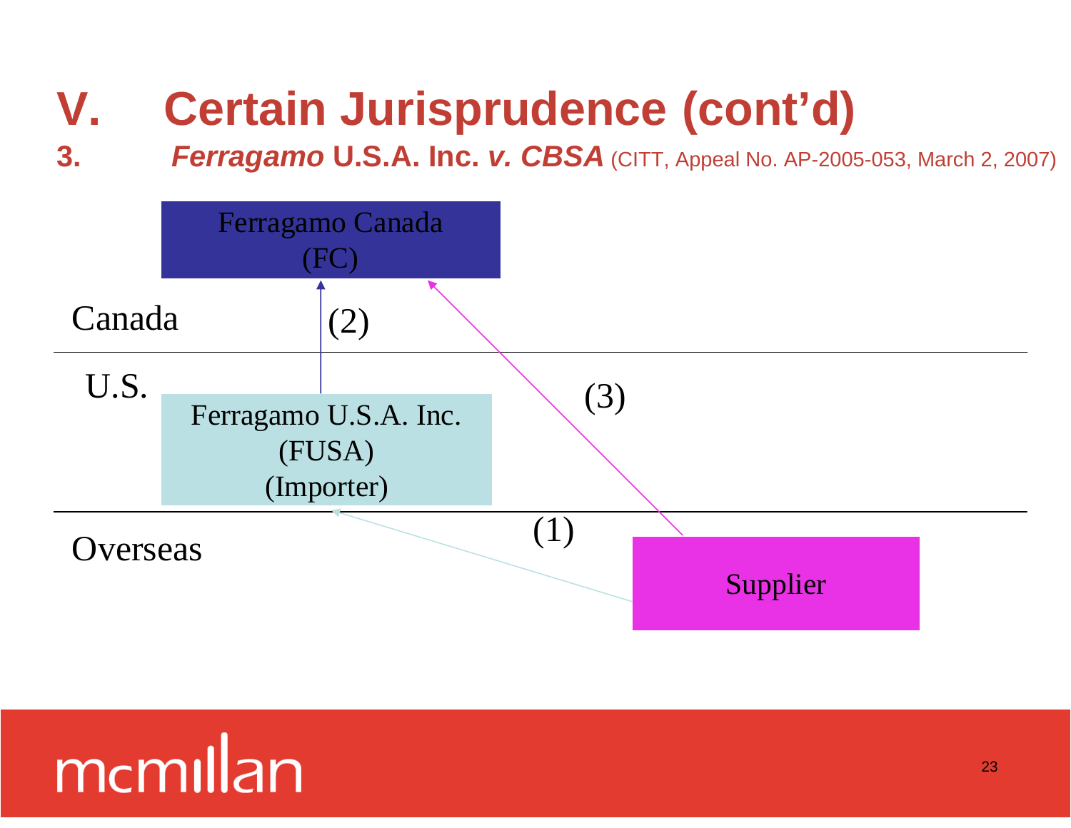# V. Certain Jurisprudence (cont'd)

## 3. *Ferragamo* U.S.A. Inc. *v. CBSA* (CITT, Appeal No. AP-2005-053, March 2, 2007)

Ferragamo Canada (FC)

Canada

(2)

U.S.

Ferragamo U.S.A. Inc. (FUSA) (Importer)

(3)

(1)

Overseas

Supplier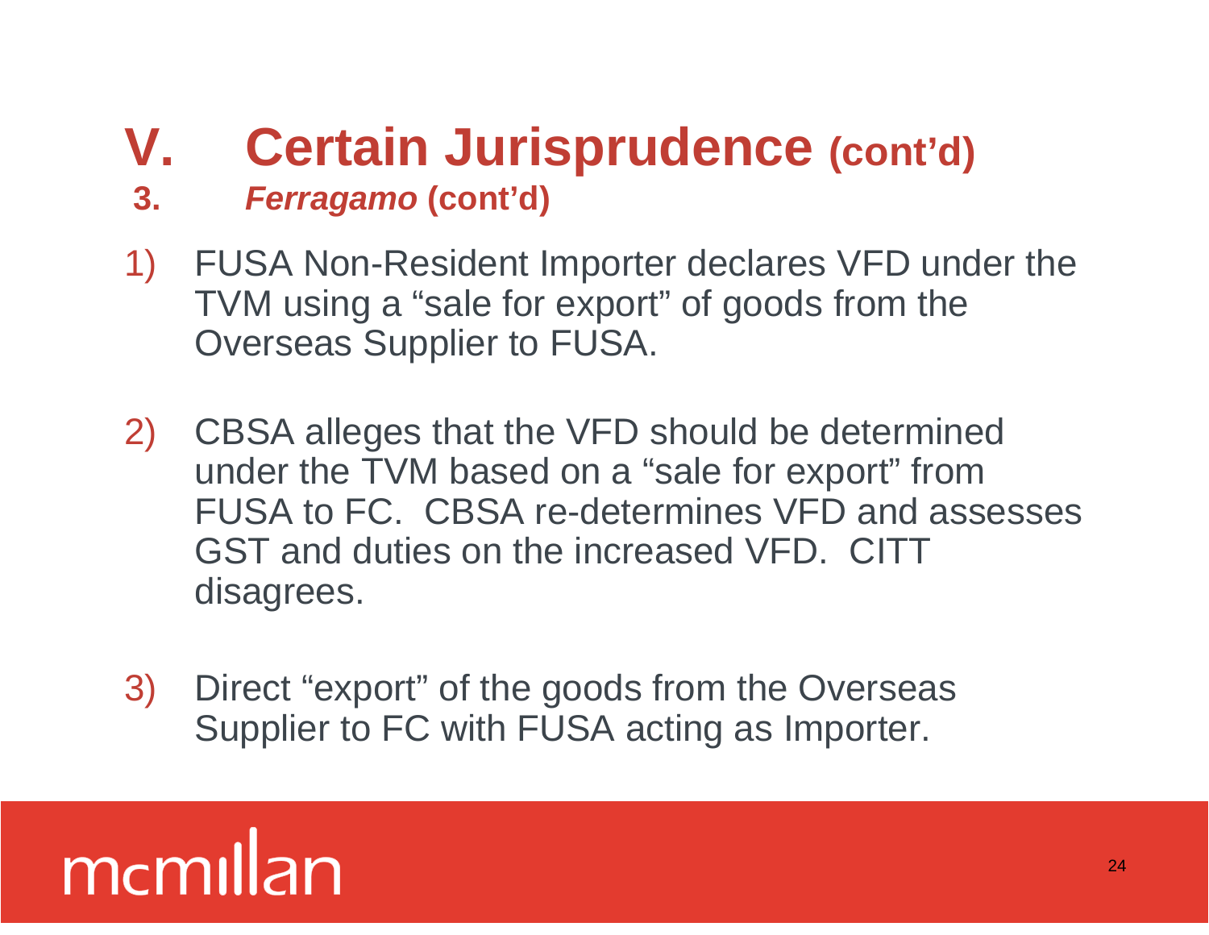# V. Certain Jurisprudence (cont'd)

## 3. *Ferragamo* (cont'd)

1) FUSA Non-Resident Importer declares VFD under the TVM using a "sale for export" of goods from the Overseas Supplier to FUSA.

2) CBSA alleges that the VFD should be determined under the TVM based on a "sale for export" from FUSA to FC. CBSA re-determines VFD and assesses GST and duties on the increased VFD. CITT disagrees.

3) Direct "export" of the goods from the Overseas Supplier to FC with FUSA acting as Importer.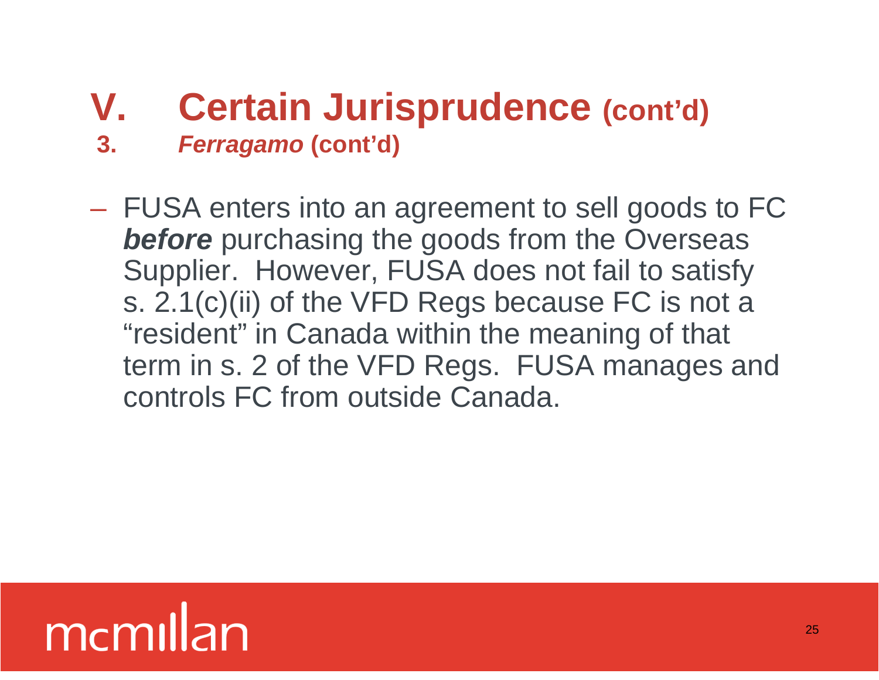# V. Certain Jurisprudence (cont'd)

## 3. *Ferragamo* (cont'd)

– FUSA enters into an agreement to sell goods to FC ***before*** purchasing the goods from the Overseas Supplier. However, FUSA does not fail to satisfy s. 2.1(c)(ii) of the VFD Regs because FC is not a "resident" in Canada within the meaning of that term in s. 2 of the VFD Regs. FUSA manages and controls FC from outside Canada.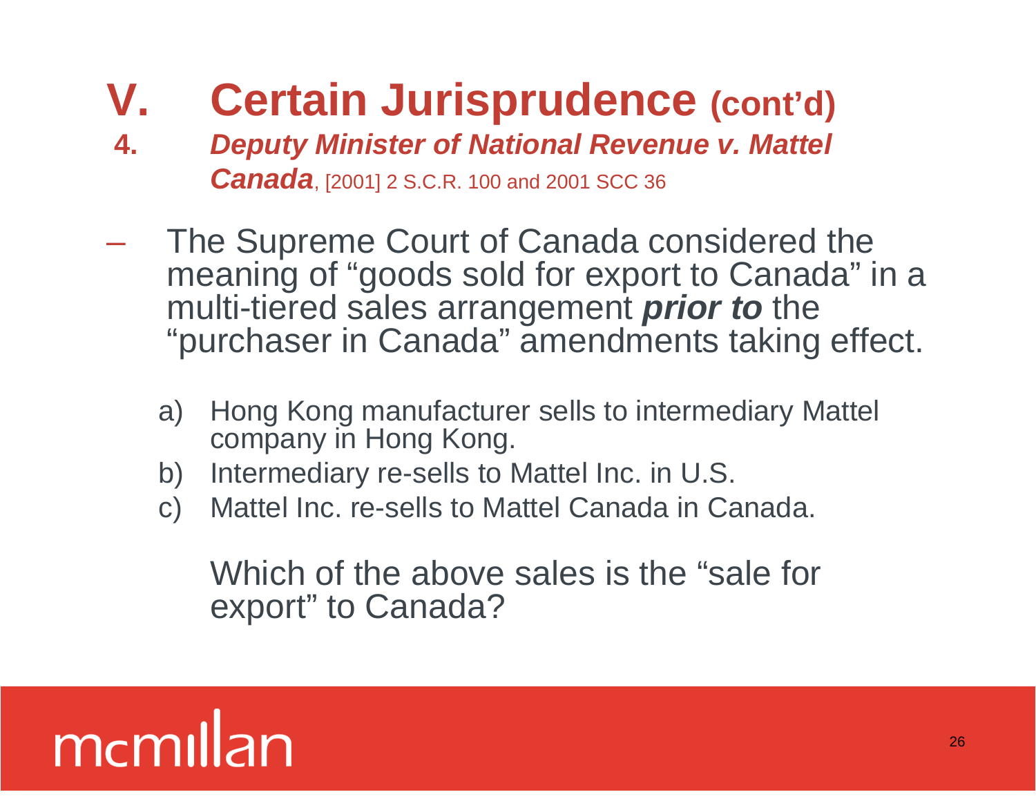# V. Certain Jurisprudence (cont'd)

## 4. *Deputy Minister of National Revenue v. Mattel Canada*, [2001] 2 S.C.R. 100 and 2001 SCC 36

– The Supreme Court of Canada considered the meaning of "goods sold for export to Canada" in a multi-tiered sales arrangement ***prior to*** the "purchaser in Canada" amendments taking effect.

  a) Hong Kong manufacturer sells to intermediary Mattel company in Hong Kong.
  b) Intermediary re-sells to Mattel Inc. in U.S.
  c) Mattel Inc. re-sells to Mattel Canada in Canada.

  Which of the above sales is the "sale for export" to Canada?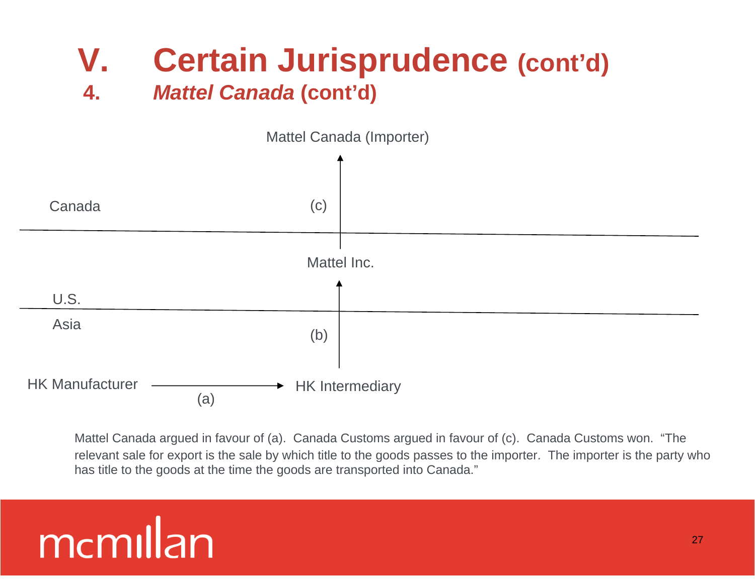# V. Certain Jurisprudence (cont'd)

## 4. *Mattel Canada* (cont'd)

Mattel Canada (Importer)

Canada

(c)

Mattel Inc.

U.S.

Asia

(b)

HK Manufacturer → (a) → HK Intermediary

Mattel Canada argued in favour of (a). Canada Customs argued in favour of (c). Canada Customs won. "The relevant sale for export is the sale by which title to the goods passes to the importer. The importer is the party who has title to the goods at the time the goods are transported into Canada."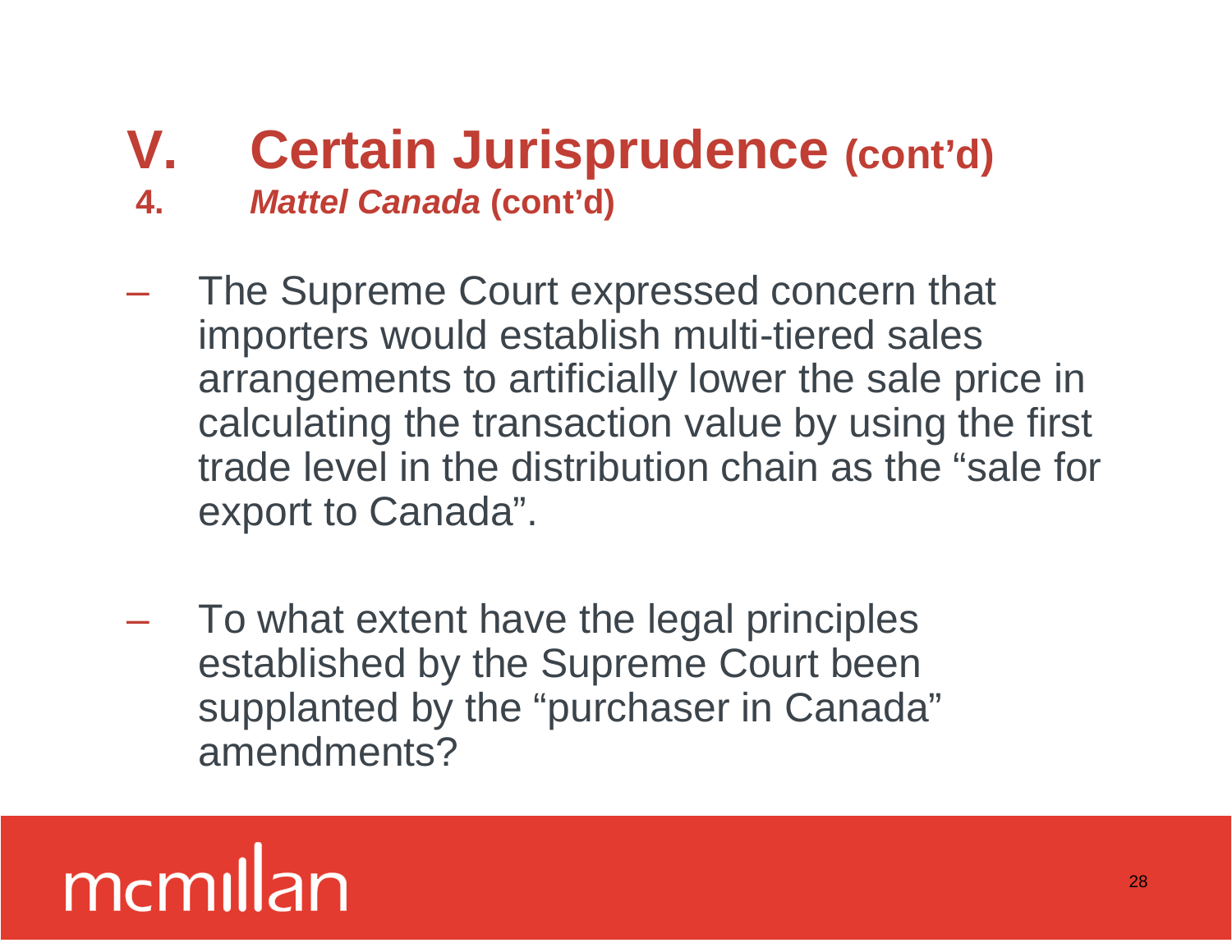# V. Certain Jurisprudence (cont'd)

## 4. *Mattel Canada* (cont'd)

- The Supreme Court expressed concern that importers would establish multi-tiered sales arrangements to artificially lower the sale price in calculating the transaction value by using the first trade level in the distribution chain as the "sale for export to Canada".

- To what extent have the legal principles established by the Supreme Court been supplanted by the "purchaser in Canada" amendments?

mcmillan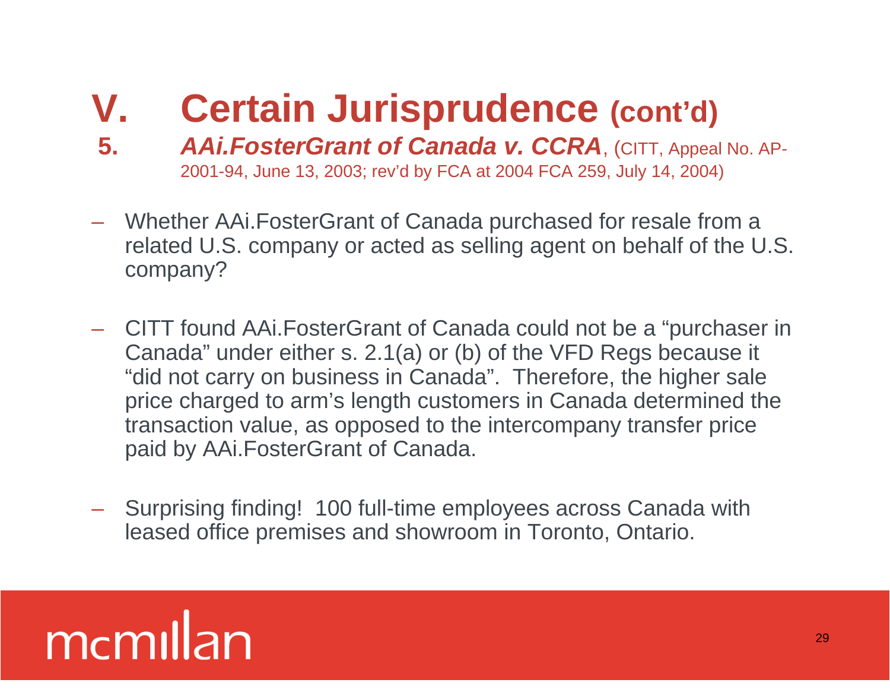# V. Certain Jurisprudence (cont'd)

## 5. *AAi.FosterGrant of Canada v. CCRA*, (CITT, Appeal No. AP-2001-94, June 13, 2003; rev'd by FCA at 2004 FCA 259, July 14, 2004)

- Whether AAi.FosterGrant of Canada purchased for resale from a related U.S. company or acted as selling agent on behalf of the U.S. company?

- CITT found AAi.FosterGrant of Canada could not be a "purchaser in Canada" under either s. 2.1(a) or (b) of the VFD Regs because it "did not carry on business in Canada". Therefore, the higher sale price charged to arm's length customers in Canada determined the transaction value, as opposed to the intercompany transfer price paid by AAi.FosterGrant of Canada.

- Surprising finding! 100 full-time employees across Canada with leased office premises and showroom in Toronto, Ontario.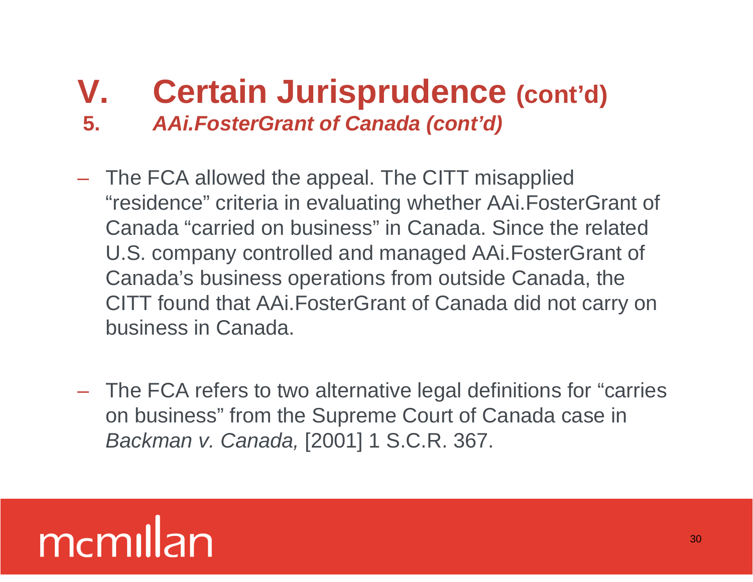# V. Certain Jurisprudence (cont'd)

## 5. *AAi.FosterGrant of Canada (cont'd)*

- The FCA allowed the appeal. The CITT misapplied "residence" criteria in evaluating whether AAi.FosterGrant of Canada "carried on business" in Canada. Since the related U.S. company controlled and managed AAi.FosterGrant of Canada's business operations from outside Canada, the CITT found that AAi.FosterGrant of Canada did not carry on business in Canada.

- The FCA refers to two alternative legal definitions for "carries on business" from the Supreme Court of Canada case in *Backman v. Canada,* [2001] 1 S.C.R. 367.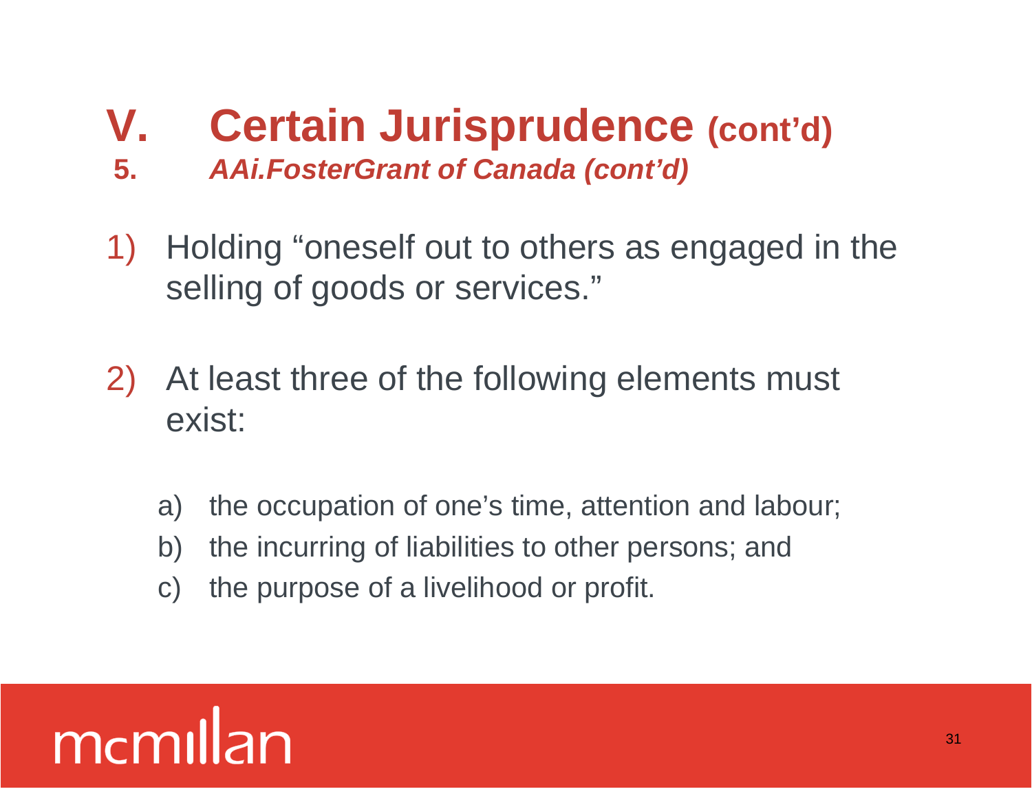# V. Certain Jurisprudence (cont'd)

## 5. *AAi.FosterGrant of Canada (cont'd)*

1) Holding "oneself out to others as engaged in the selling of goods or services."

2) At least three of the following elements must exist:

   a) the occupation of one's time, attention and labour;
   b) the incurring of liabilities to other persons; and
   c) the purpose of a livelihood or profit.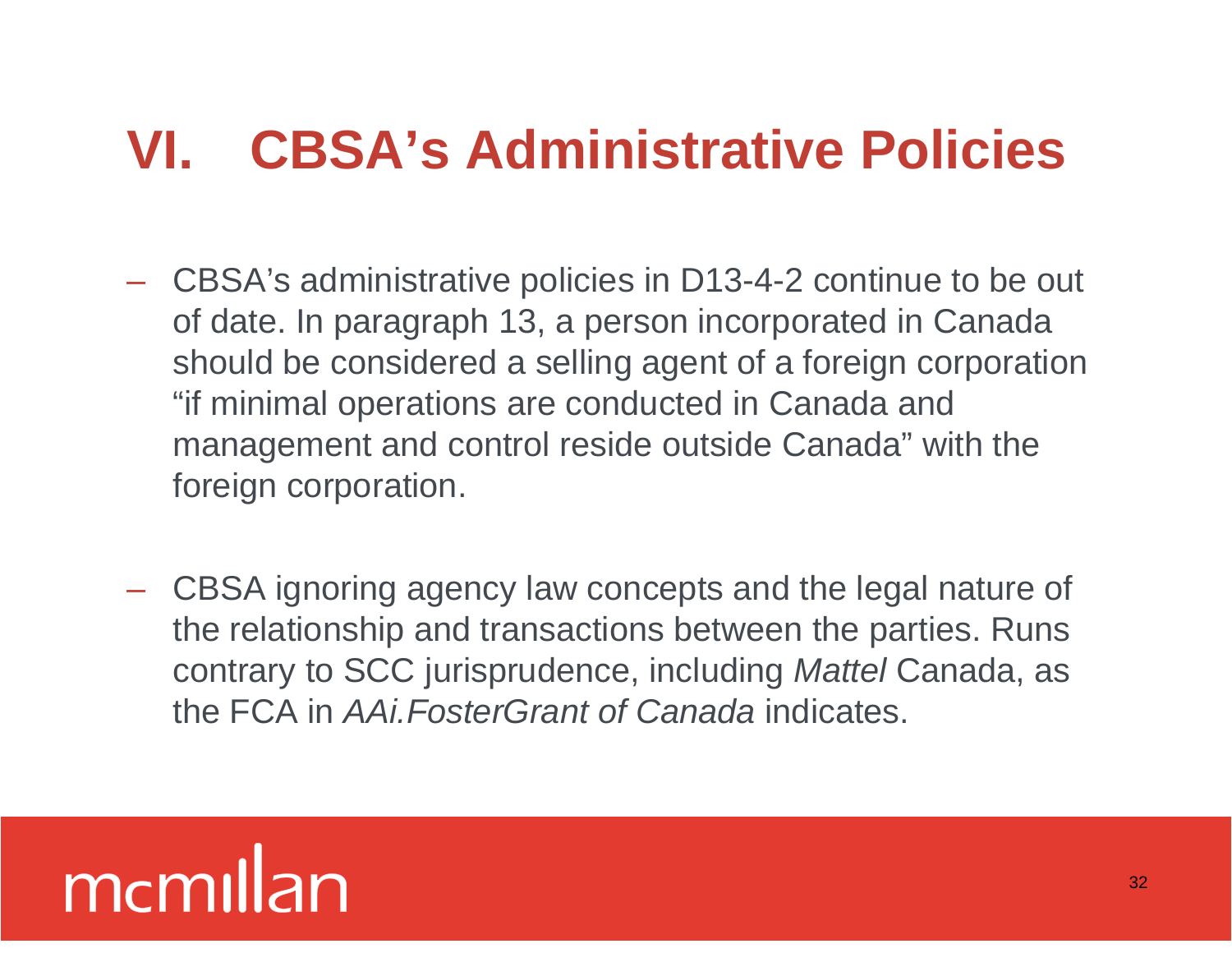# VI. CBSA's Administrative Policies

- CBSA's administrative policies in D13-4-2 continue to be out of date. In paragraph 13, a person incorporated in Canada should be considered a selling agent of a foreign corporation "if minimal operations are conducted in Canada and management and control reside outside Canada" with the foreign corporation.

- CBSA ignoring agency law concepts and the legal nature of the relationship and transactions between the parties. Runs contrary to SCC jurisprudence, including *Mattel* Canada, as the FCA in *AAi.FosterGrant of Canada* indicates.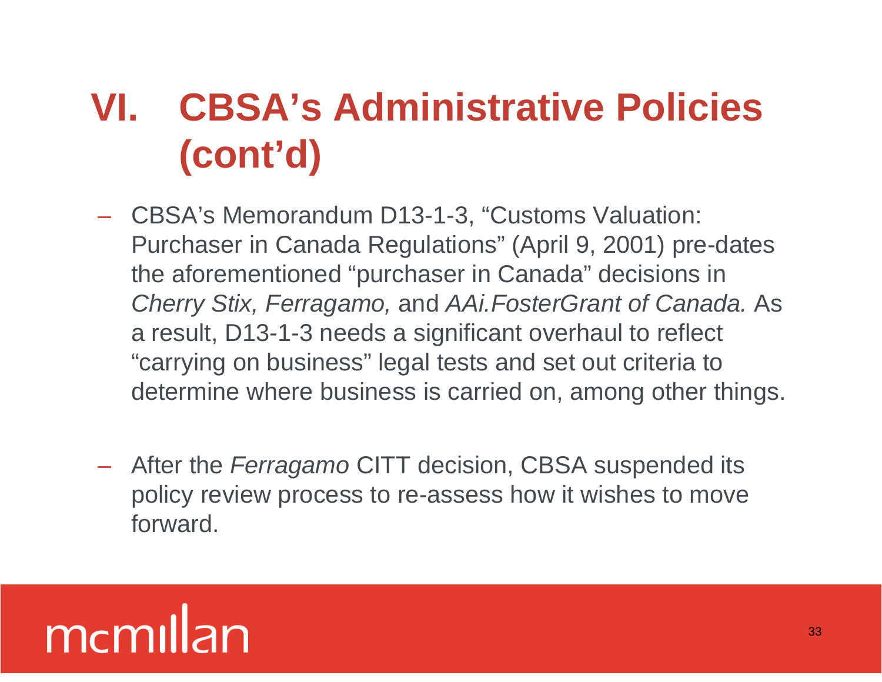# VI. CBSA's Administrative Policies (cont'd)

- CBSA's Memorandum D13-1-3, "Customs Valuation: Purchaser in Canada Regulations" (April 9, 2001) pre-dates the aforementioned "purchaser in Canada" decisions in *Cherry Stix, Ferragamo,* and *AAi.FosterGrant of Canada.* As a result, D13-1-3 needs a significant overhaul to reflect "carrying on business" legal tests and set out criteria to determine where business is carried on, among other things.

- After the *Ferragamo* CITT decision, CBSA suspended its policy review process to re-assess how it wishes to move forward.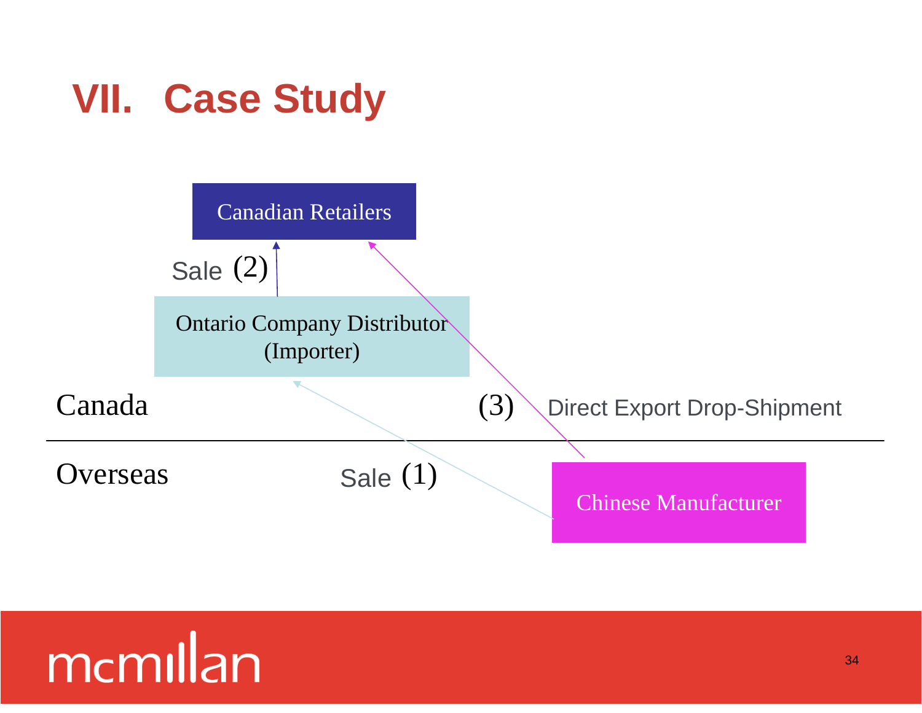# VII. Case Study

Canadian Retailers

Sale (2)

Ontario Company Distributor (Importer)

Canada

(3) Direct Export Drop-Shipment

Overseas

Sale (1)

Chinese Manufacturer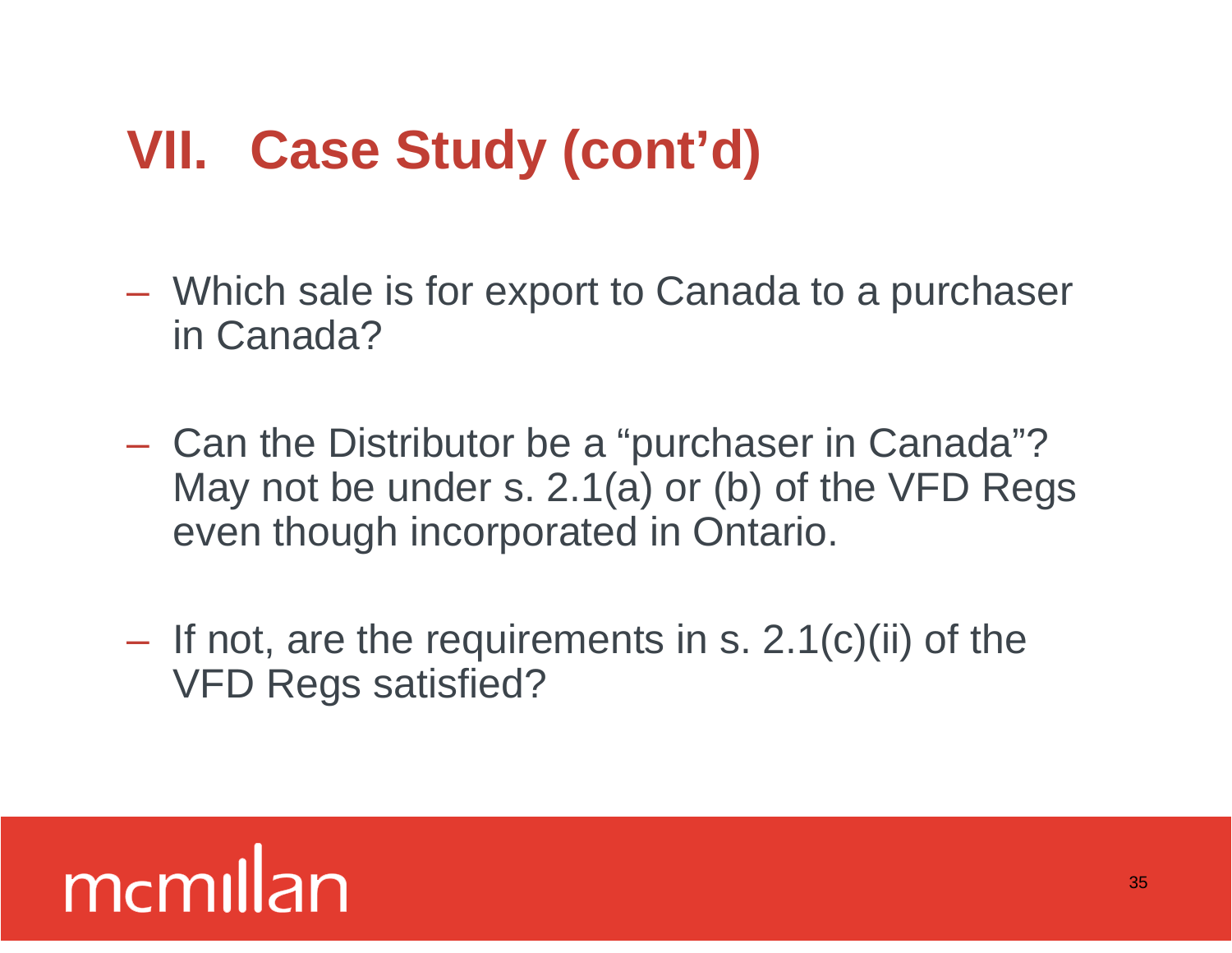# VII. Case Study (cont'd)

- Which sale is for export to Canada to a purchaser in Canada?
- Can the Distributor be a "purchaser in Canada"? May not be under s. 2.1(a) or (b) of the VFD Regs even though incorporated in Ontario.
- If not, are the requirements in s. 2.1(c)(ii) of the VFD Regs satisfied?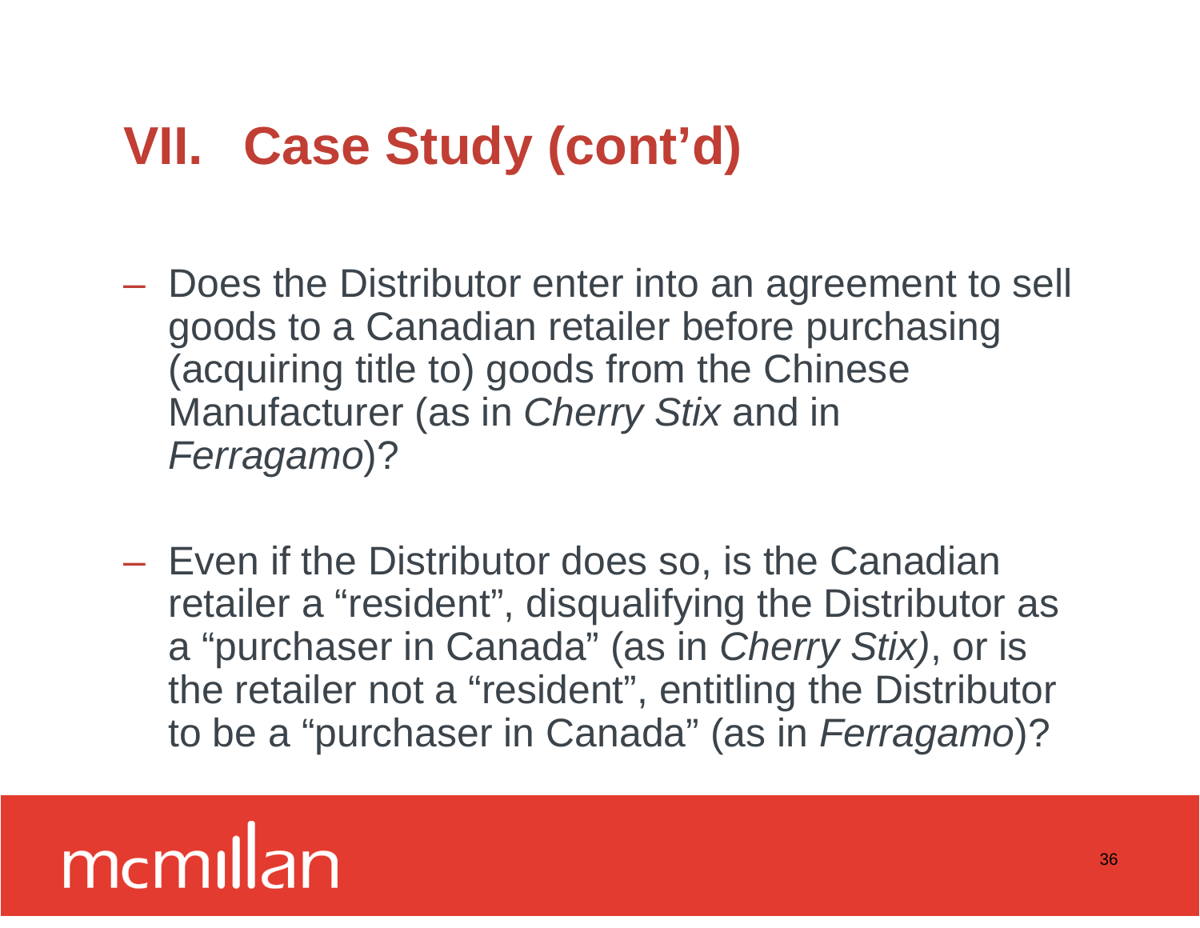# VII. Case Study (cont'd)

- Does the Distributor enter into an agreement to sell goods to a Canadian retailer before purchasing (acquiring title to) goods from the Chinese Manufacturer (as in *Cherry Stix* and in *Ferragamo*)?

- Even if the Distributor does so, is the Canadian retailer a "resident", disqualifying the Distributor as a "purchaser in Canada" (as in *Cherry Stix)*, or is the retailer not a "resident", entitling the Distributor to be a "purchaser in Canada" (as in *Ferragamo*)?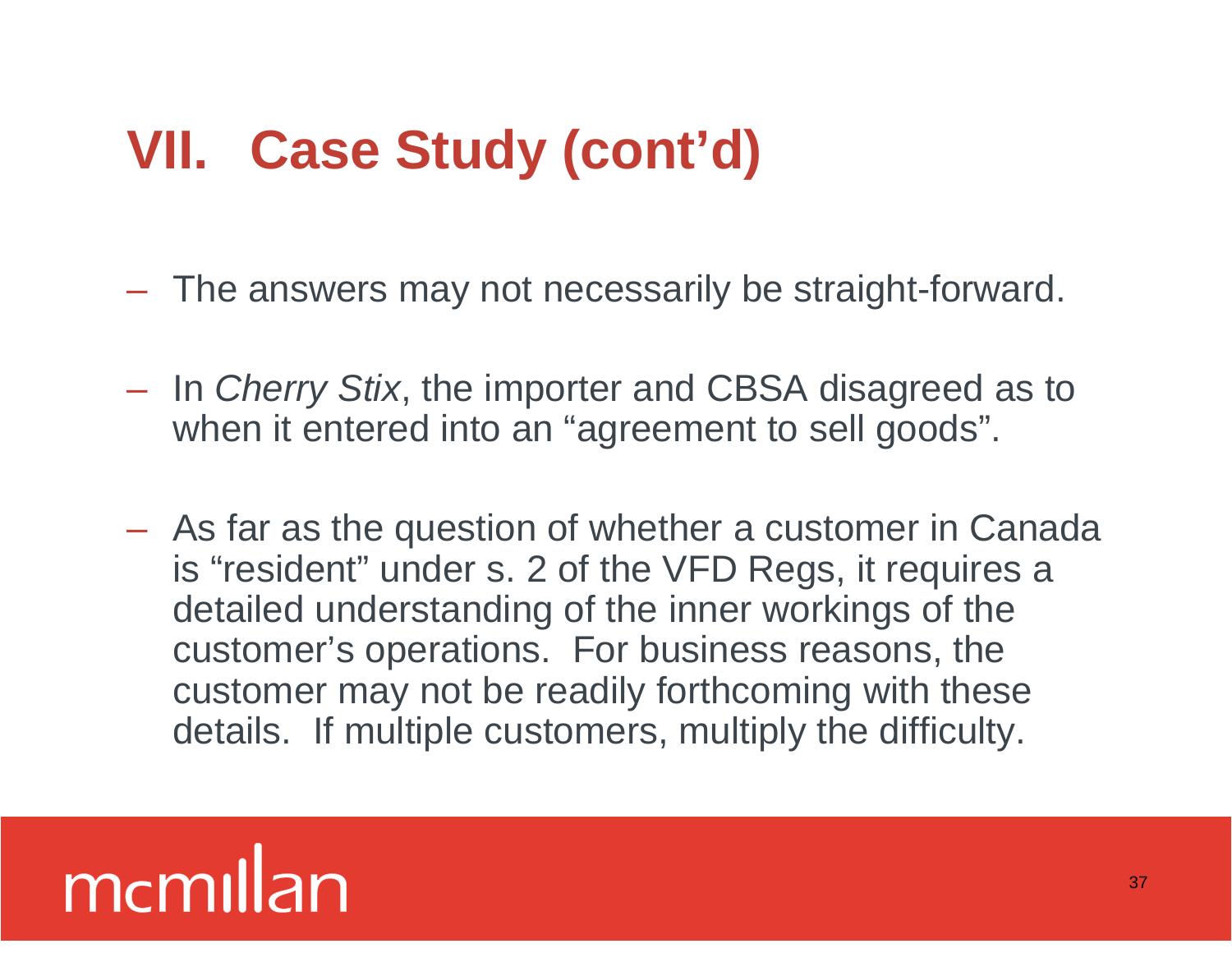# VII. Case Study (cont'd)

- The answers may not necessarily be straight-forward.
- In *Cherry Stix*, the importer and CBSA disagreed as to when it entered into an "agreement to sell goods".
- As far as the question of whether a customer in Canada is "resident" under s. 2 of the VFD Regs, it requires a detailed understanding of the inner workings of the customer's operations. For business reasons, the customer may not be readily forthcoming with these details. If multiple customers, multiply the difficulty.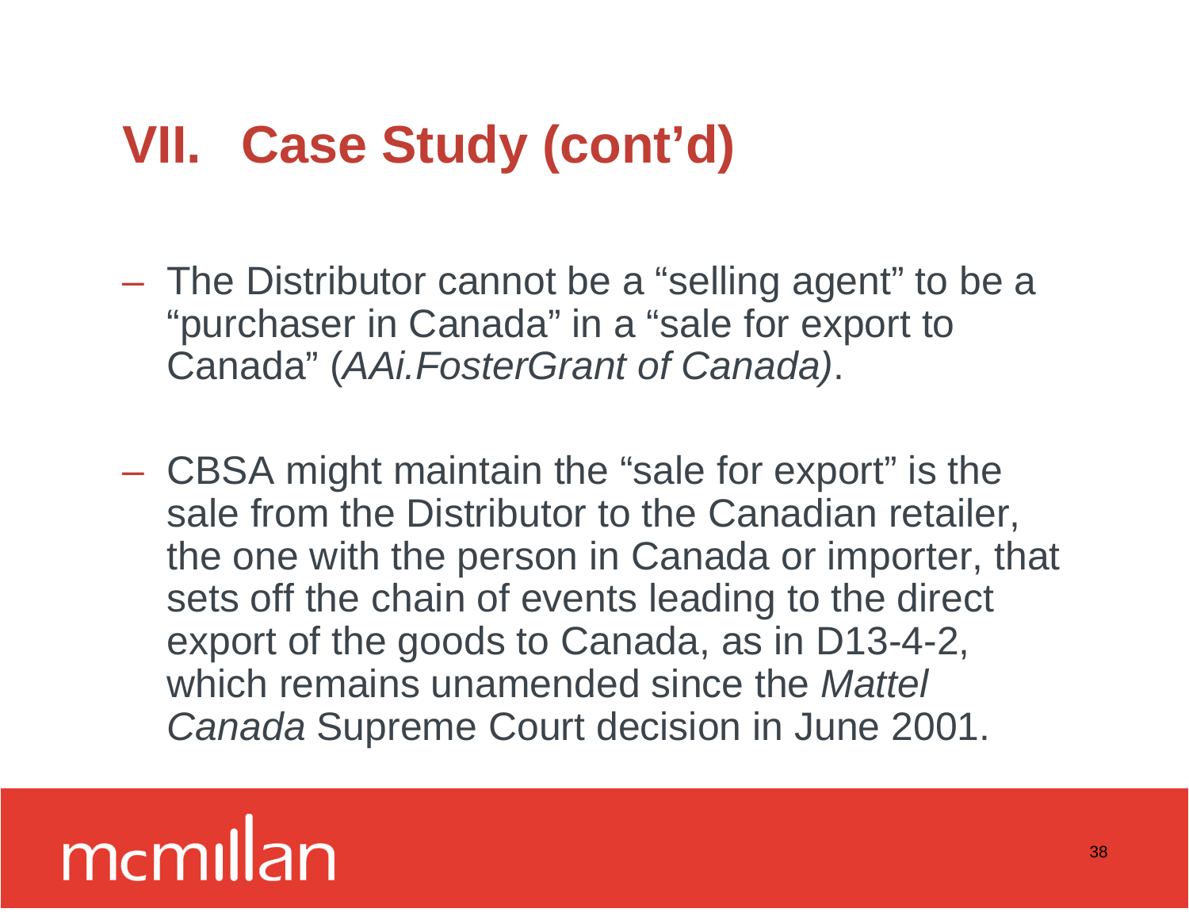# VII. Case Study (cont'd)

- The Distributor cannot be a "selling agent" to be a "purchaser in Canada" in a "sale for export to Canada" (*AAi.FosterGrant of Canada)*.

- CBSA might maintain the "sale for export" is the sale from the Distributor to the Canadian retailer, the one with the person in Canada or importer, that sets off the chain of events leading to the direct export of the goods to Canada, as in D13-4-2, which remains unamended since the *Mattel Canada* Supreme Court decision in June 2001.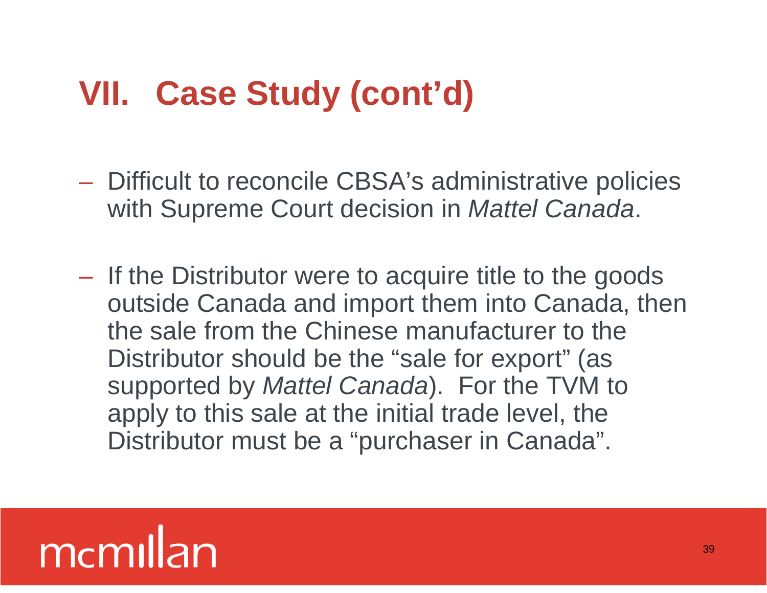# VII. Case Study (cont'd)

- Difficult to reconcile CBSA's administrative policies with Supreme Court decision in *Mattel Canada*.

- If the Distributor were to acquire title to the goods outside Canada and import them into Canada, then the sale from the Chinese manufacturer to the Distributor should be the "sale for export" (as supported by *Mattel Canada*). For the TVM to apply to this sale at the initial trade level, the Distributor must be a "purchaser in Canada".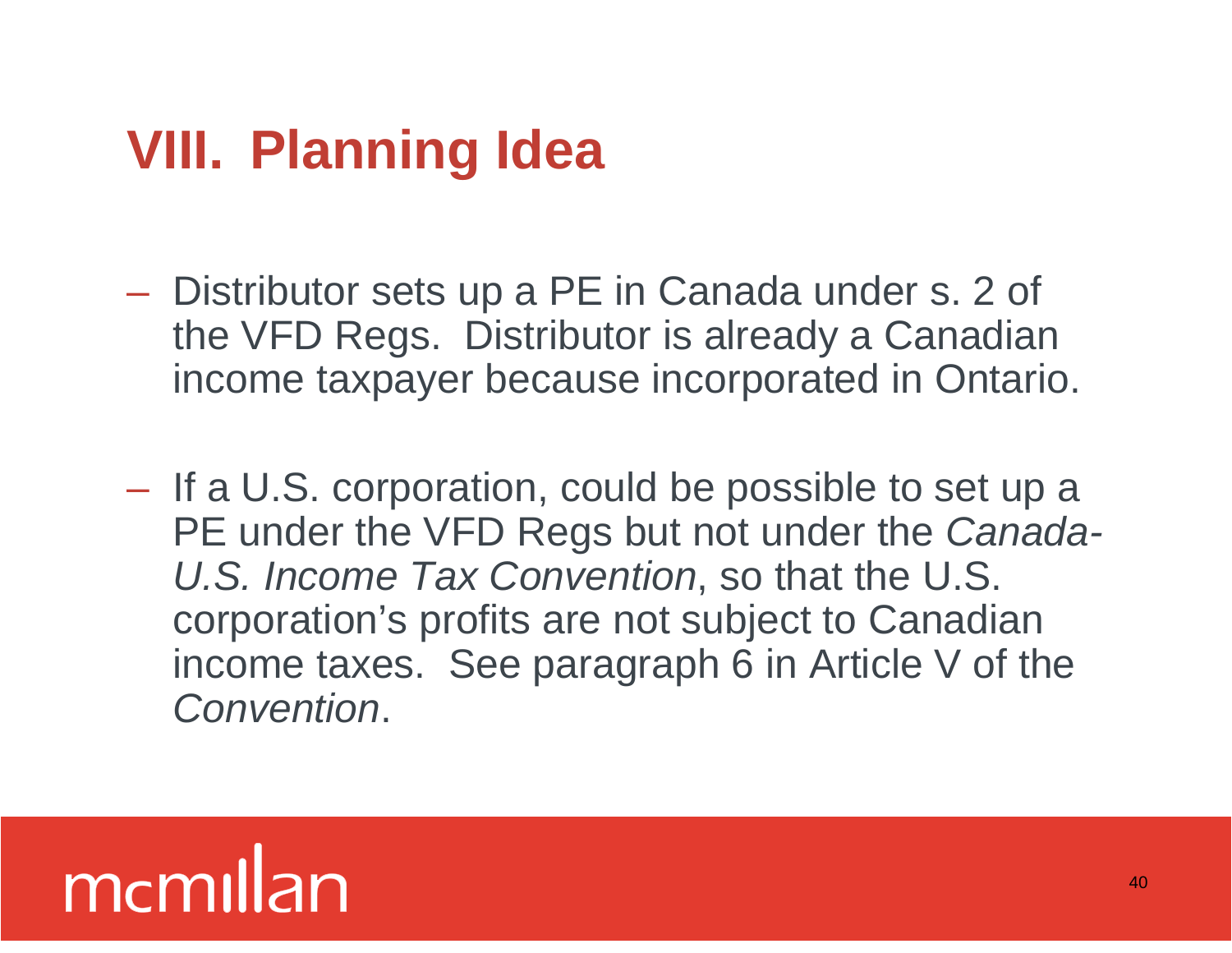# VIII. Planning Idea

- Distributor sets up a PE in Canada under s. 2 of the VFD Regs. Distributor is already a Canadian income taxpayer because incorporated in Ontario.

- If a U.S. corporation, could be possible to set up a PE under the VFD Regs but not under the *Canada-U.S. Income Tax Convention*, so that the U.S. corporation's profits are not subject to Canadian income taxes. See paragraph 6 in Article V of the *Convention*.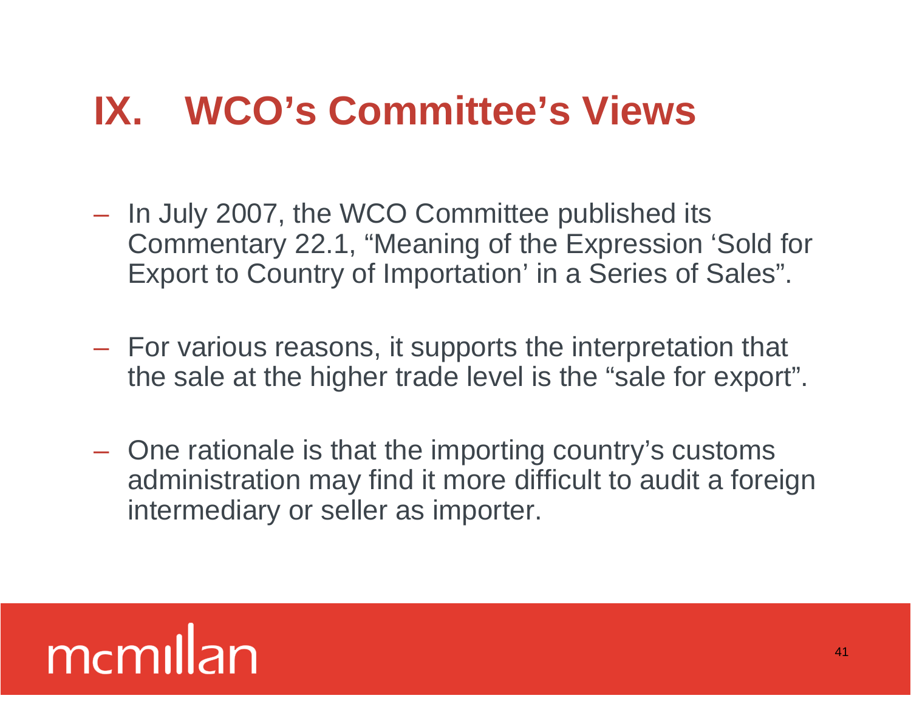# IX. WCO's Committee's Views

- In July 2007, the WCO Committee published its Commentary 22.1, "Meaning of the Expression 'Sold for Export to Country of Importation' in a Series of Sales".
- For various reasons, it supports the interpretation that the sale at the higher trade level is the "sale for export".
- One rationale is that the importing country's customs administration may find it more difficult to audit a foreign intermediary or seller as importer.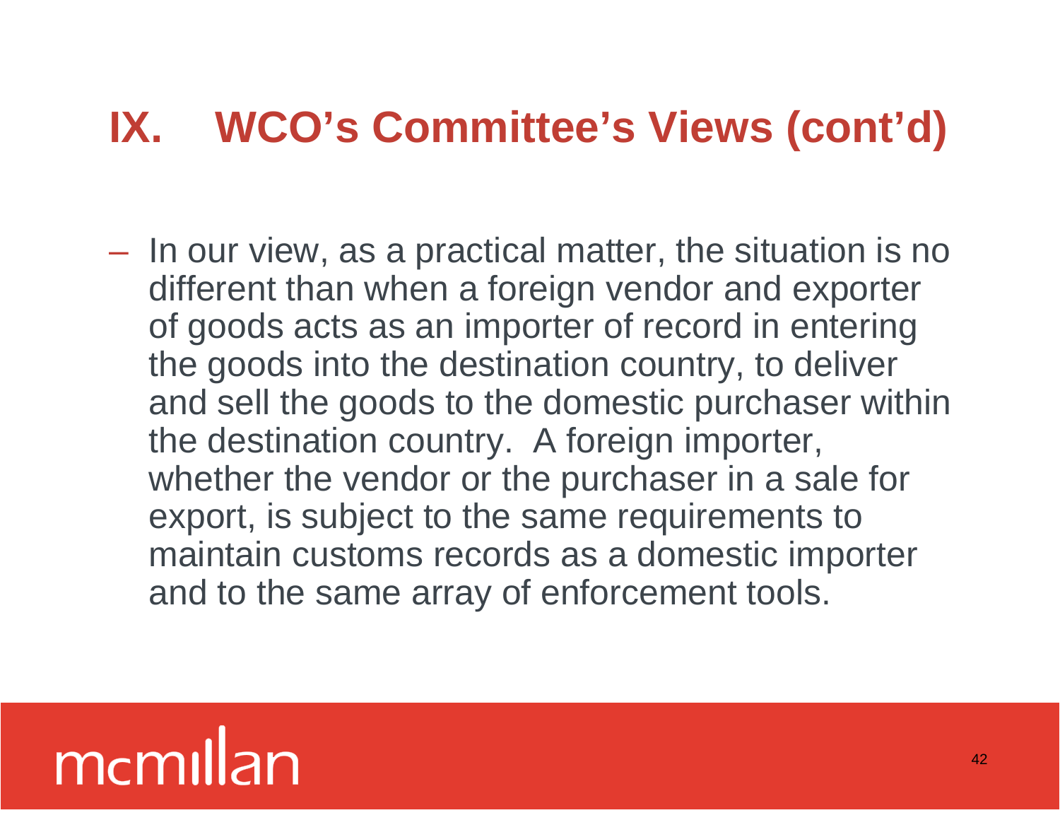# IX. WCO's Committee's Views (cont'd)

– In our view, as a practical matter, the situation is no different than when a foreign vendor and exporter of goods acts as an importer of record in entering the goods into the destination country, to deliver and sell the goods to the domestic purchaser within the destination country. A foreign importer, whether the vendor or the purchaser in a sale for export, is subject to the same requirements to maintain customs records as a domestic importer and to the same array of enforcement tools.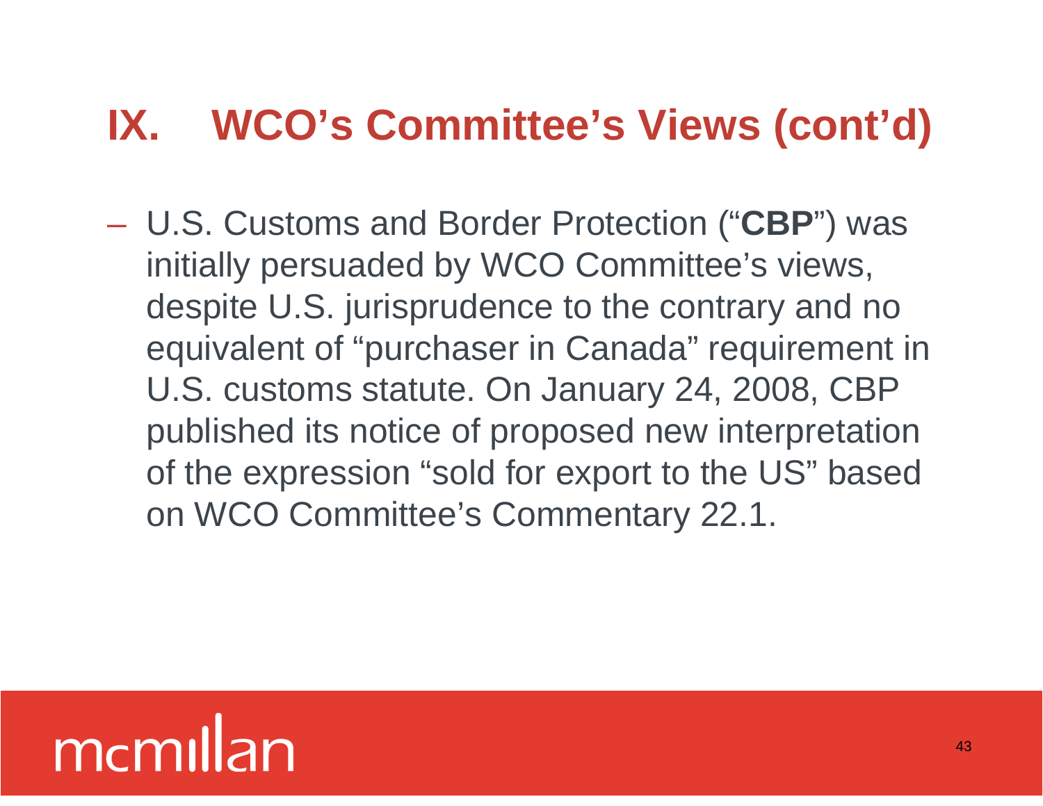# IX. WCO's Committee's Views (cont'd)

– U.S. Customs and Border Protection ("**CBP**") was initially persuaded by WCO Committee's views, despite U.S. jurisprudence to the contrary and no equivalent of "purchaser in Canada" requirement in U.S. customs statute. On January 24, 2008, CBP published its notice of proposed new interpretation of the expression "sold for export to the US" based on WCO Committee's Commentary 22.1.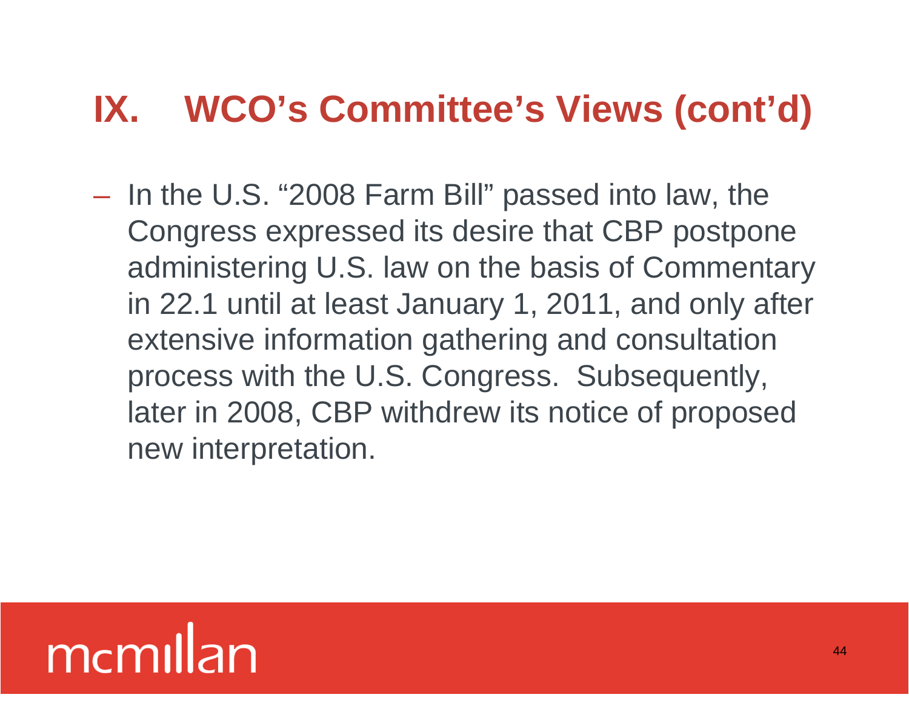# IX. WCO's Committee's Views (cont'd)

- In the U.S. "2008 Farm Bill" passed into law, the Congress expressed its desire that CBP postpone administering U.S. law on the basis of Commentary in 22.1 until at least January 1, 2011, and only after extensive information gathering and consultation process with the U.S. Congress. Subsequently, later in 2008, CBP withdrew its notice of proposed new interpretation.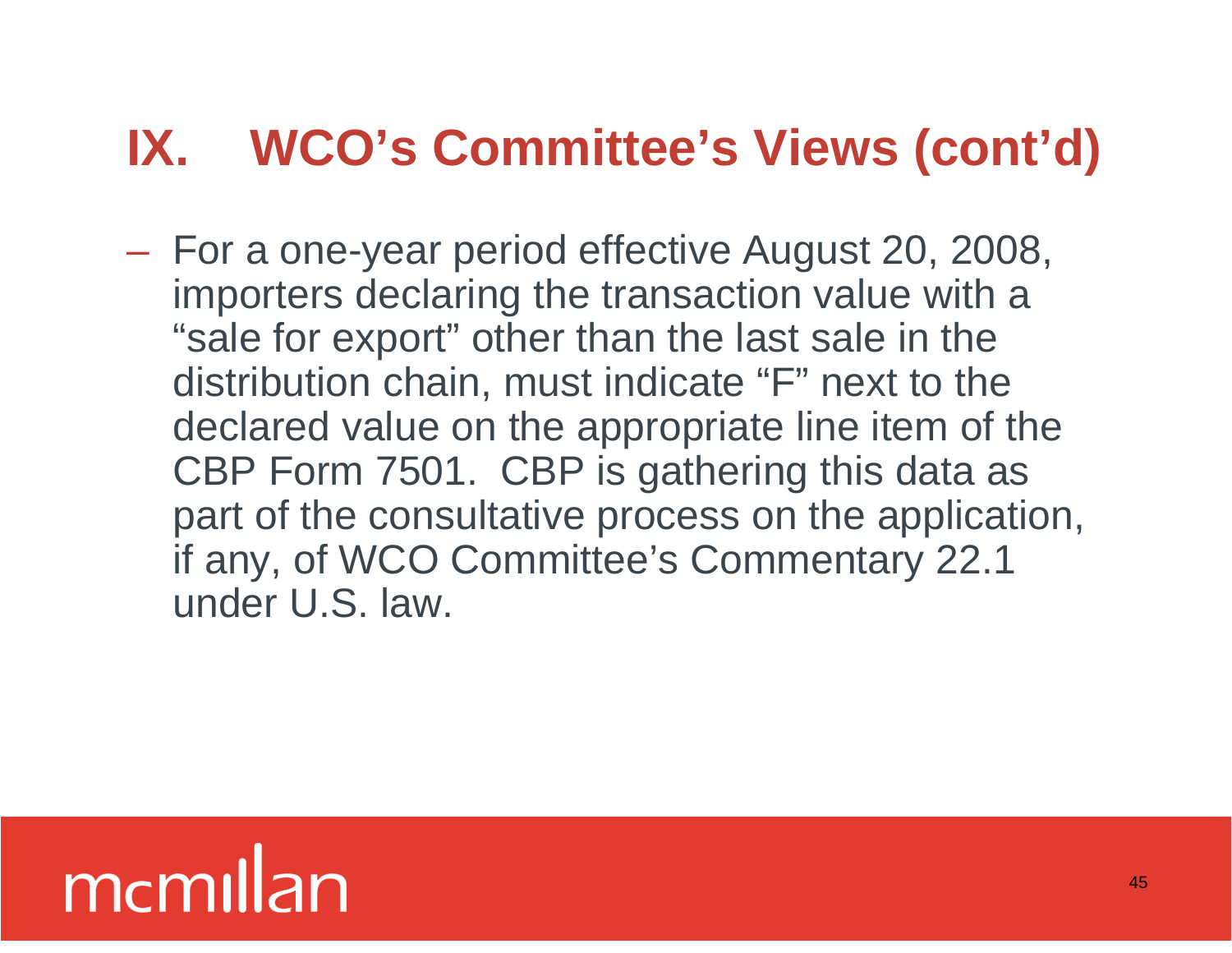# IX. WCO's Committee's Views (cont'd)

– For a one-year period effective August 20, 2008, importers declaring the transaction value with a "sale for export" other than the last sale in the distribution chain, must indicate "F" next to the declared value on the appropriate line item of the CBP Form 7501. CBP is gathering this data as part of the consultative process on the application, if any, of WCO Committee's Commentary 22.1 under U.S. law.